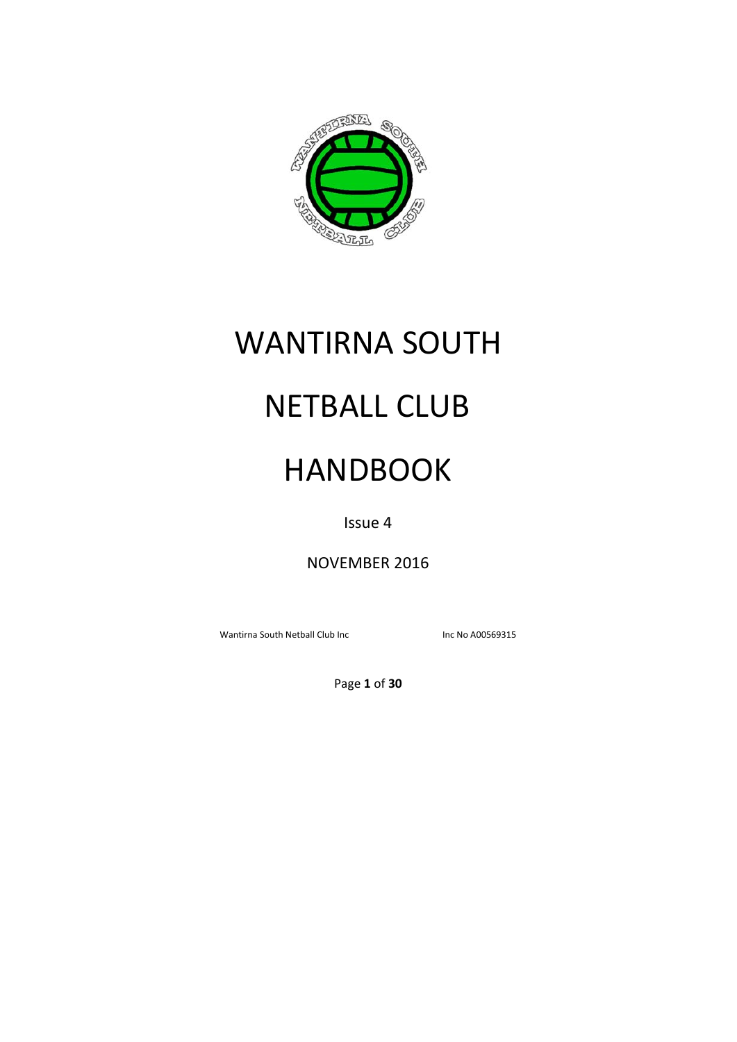# WANTIRNA SOUTH

# NETBALL CLUB

# HANDBOOK

Issue 4

NOVEMBER 2016

Wantirna South Netball Club Inc          Inc No A00569315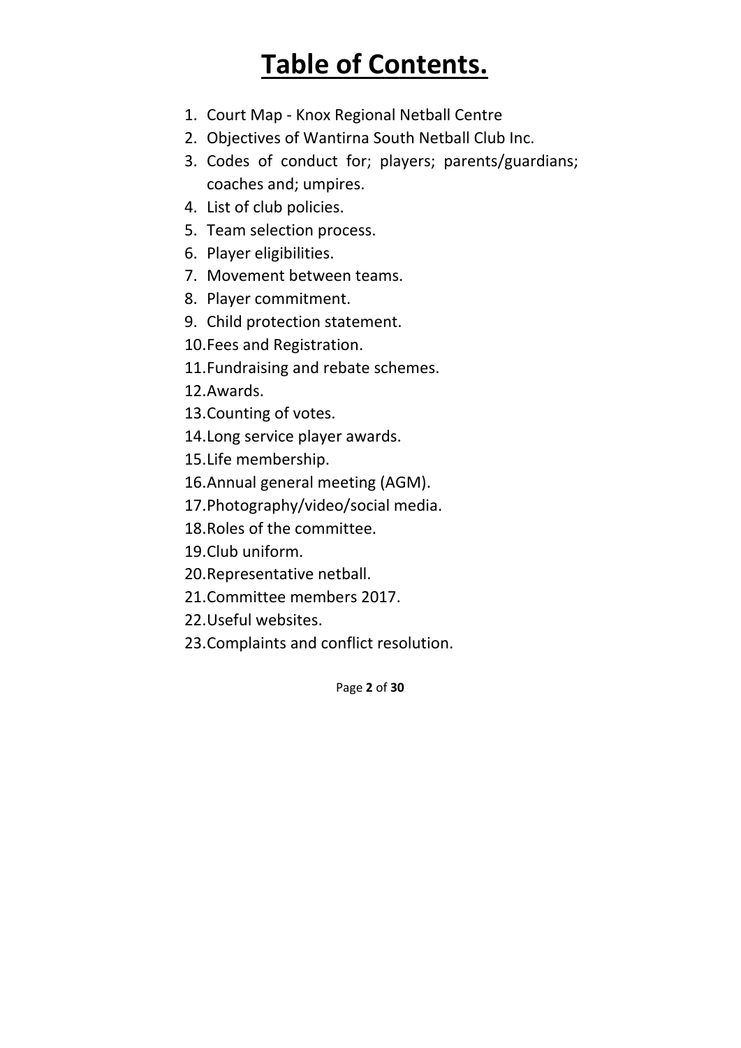# Table of Contents.

1. Court Map - Knox Regional Netball Centre
2. Objectives of Wantirna South Netball Club Inc.
3. Codes of conduct for; players; parents/guardians; coaches and; umpires.
4. List of club policies.
5. Team selection process.
6. Player eligibilities.
7. Movement between teams.
8. Player commitment.
9. Child protection statement.
10. Fees and Registration.
11. Fundraising and rebate schemes.
12. Awards.
13. Counting of votes.
14. Long service player awards.
15. Life membership.
16. Annual general meeting (AGM).
17. Photography/video/social media.
18. Roles of the committee.
19. Club uniform.
20. Representative netball.
21. Committee members 2017.
22. Useful websites.
23. Complaints and conflict resolution.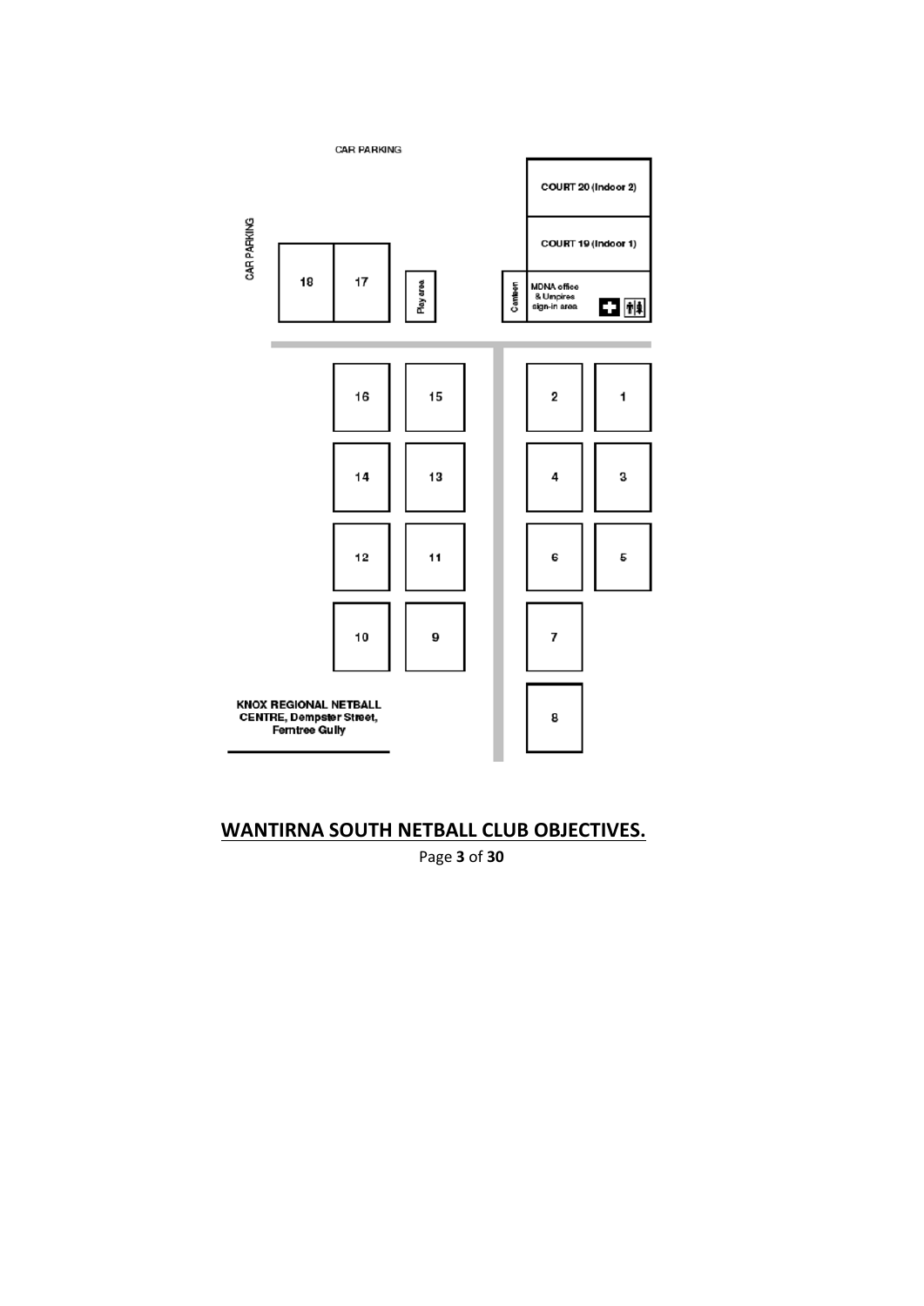CAR PARKING

CAR PARKING

COURT 20 (Indoor 2)

COURT 19 (Indoor 1)

18 17 Play area Canteen MDNA office & Umpires sign-in area

16 15 2 1

14 13 4 3

12 11 6 5

10 9 7

8

**KNOX REGIONAL NETBALL CENTRE, Dempster Street, Ferntree Gully**

## WANTIRNA SOUTH NETBALL CLUB OBJECTIVES.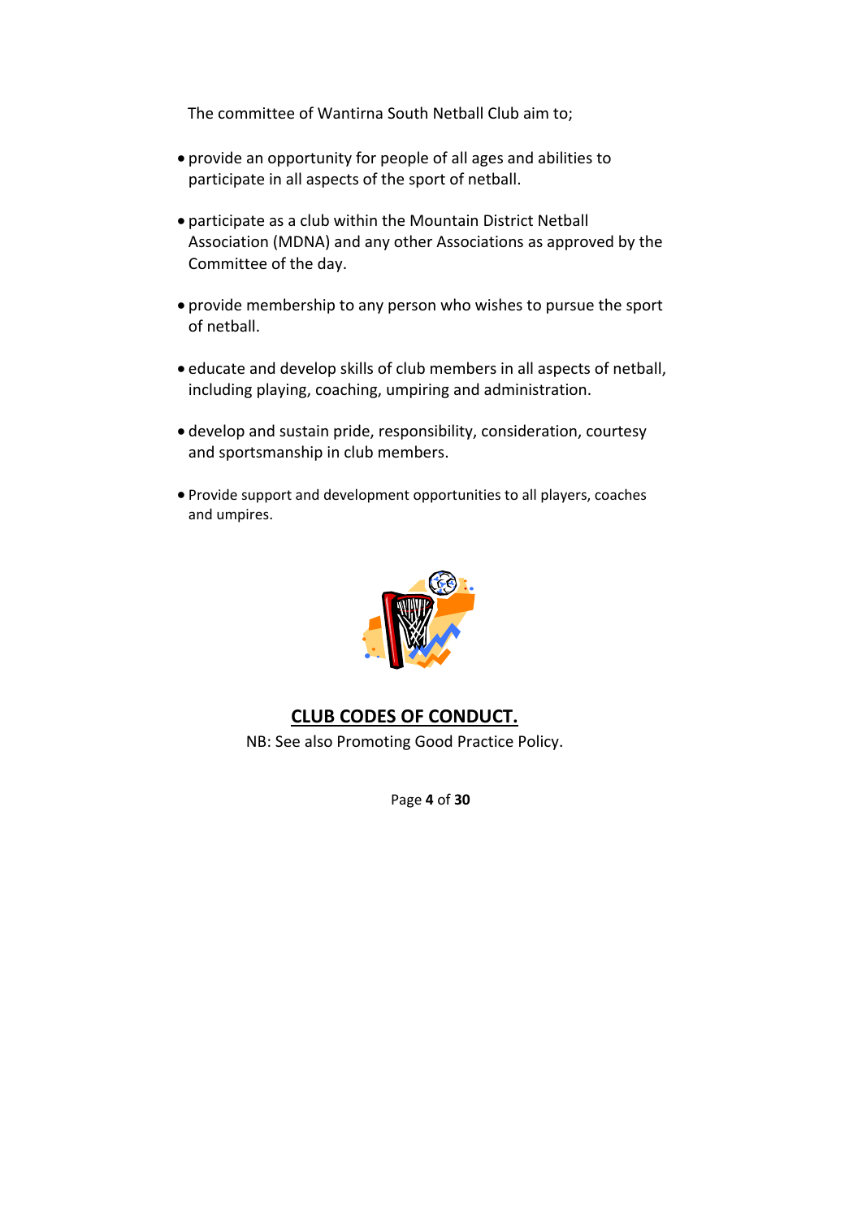The committee of Wantirna South Netball Club aim to;

- provide an opportunity for people of all ages and abilities to participate in all aspects of the sport of netball.
- participate as a club within the Mountain District Netball Association (MDNA) and any other Associations as approved by the Committee of the day.
- provide membership to any person who wishes to pursue the sport of netball.
- educate and develop skills of club members in all aspects of netball, including playing, coaching, umpiring and administration.
- develop and sustain pride, responsibility, consideration, courtesy and sportsmanship in club members.
- Provide support and development opportunities to all players, coaches and umpires.

## CLUB CODES OF CONDUCT.

NB: See also Promoting Good Practice Policy.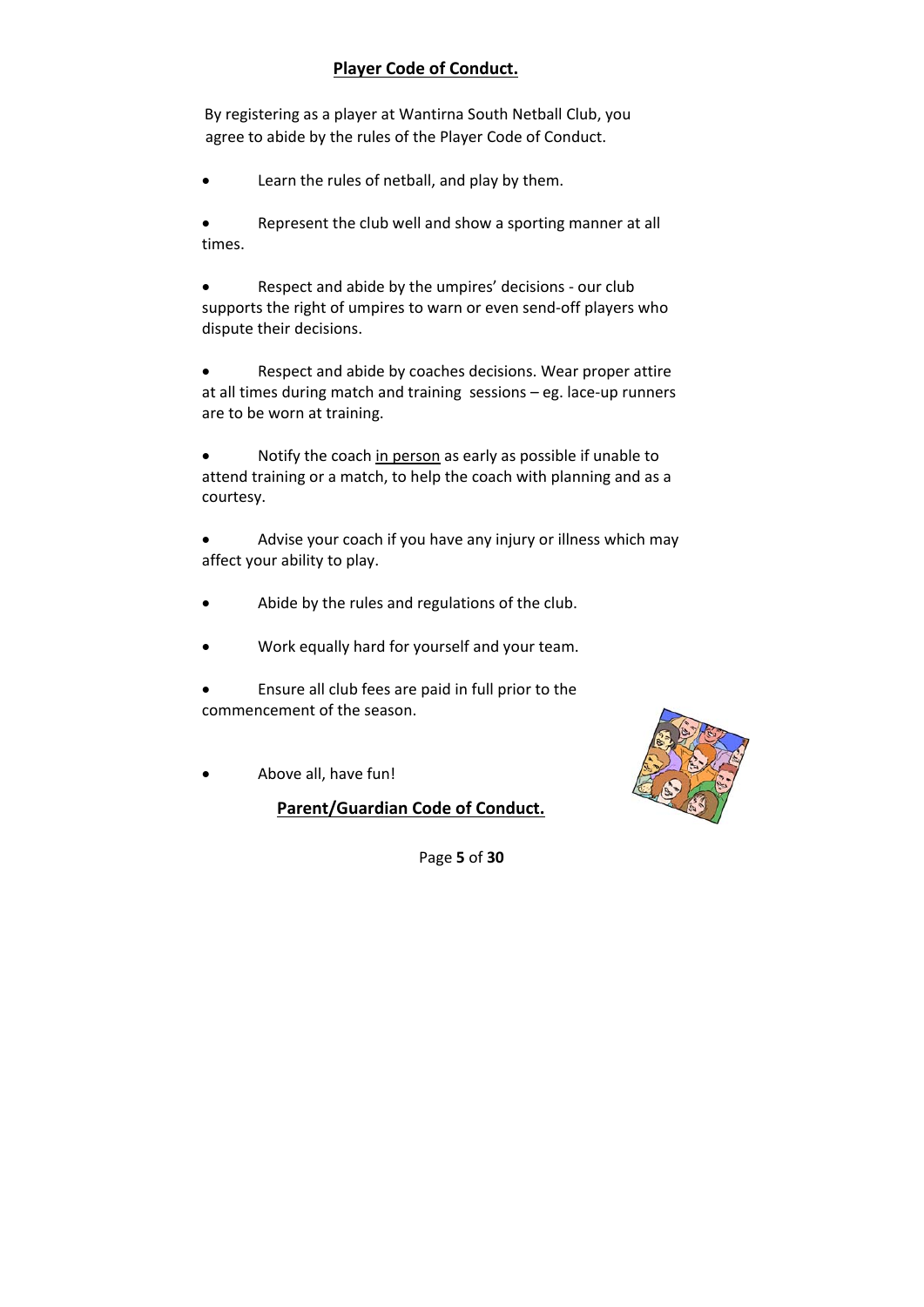## Player Code of Conduct.

By registering as a player at Wantirna South Netball Club, you agree to abide by the rules of the Player Code of Conduct.

- Learn the rules of netball, and play by them.
- Represent the club well and show a sporting manner at all times.
- Respect and abide by the umpires' decisions - our club supports the right of umpires to warn or even send-off players who dispute their decisions.
- Respect and abide by coaches decisions. Wear proper attire at all times during match and training sessions – eg. lace-up runners are to be worn at training.
- Notify the coach <u>in person</u> as early as possible if unable to attend training or a match, to help the coach with planning and as a courtesy.
- Advise your coach if you have any injury or illness which may affect your ability to play.
- Abide by the rules and regulations of the club.
- Work equally hard for yourself and your team.
- Ensure all club fees are paid in full prior to the commencement of the season.
- Above all, have fun!

## Parent/Guardian Code of Conduct.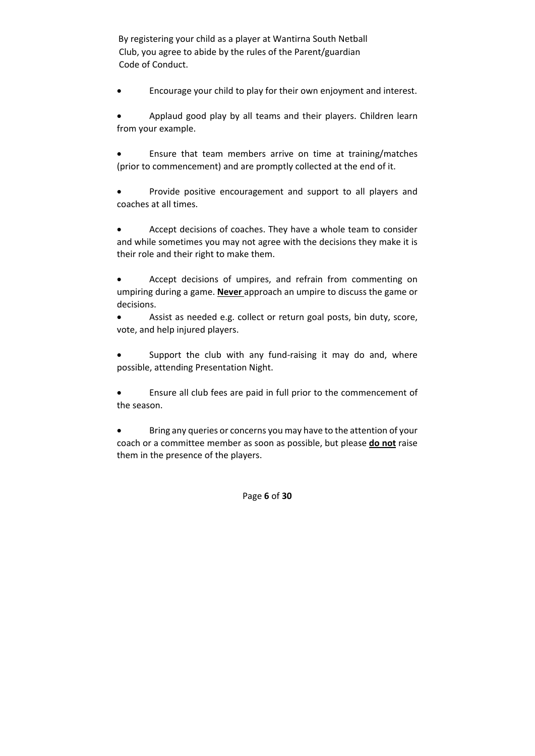By registering your child as a player at Wantirna South Netball Club, you agree to abide by the rules of the Parent/guardian Code of Conduct.

- Encourage your child to play for their own enjoyment and interest.
- Applaud good play by all teams and their players. Children learn from your example.
- Ensure that team members arrive on time at training/matches (prior to commencement) and are promptly collected at the end of it.
- Provide positive encouragement and support to all players and coaches at all times.
- Accept decisions of coaches. They have a whole team to consider and while sometimes you may not agree with the decisions they make it is their role and their right to make them.
- Accept decisions of umpires, and refrain from commenting on umpiring during a game. <u>**Never**</u> approach an umpire to discuss the game or decisions.
- Assist as needed e.g. collect or return goal posts, bin duty, score, vote, and help injured players.
- Support the club with any fund-raising it may do and, where possible, attending Presentation Night.
- Ensure all club fees are paid in full prior to the commencement of the season.
- Bring any queries or concerns you may have to the attention of your coach or a committee member as soon as possible, but please <u>**do not**</u> raise them in the presence of the players.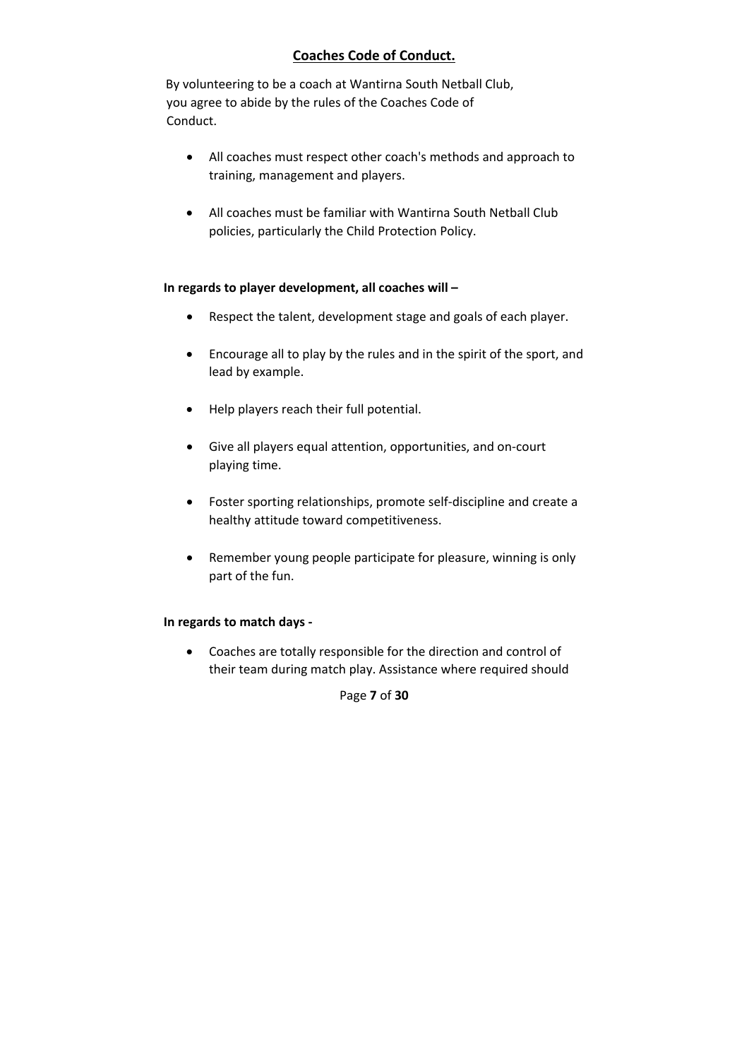## Coaches Code of Conduct.

By volunteering to be a coach at Wantirna South Netball Club, you agree to abide by the rules of the Coaches Code of Conduct.

- All coaches must respect other coach's methods and approach to training, management and players.
- All coaches must be familiar with Wantirna South Netball Club policies, particularly the Child Protection Policy.

**In regards to player development, all coaches will –**

- Respect the talent, development stage and goals of each player.
- Encourage all to play by the rules and in the spirit of the sport, and lead by example.
- Help players reach their full potential.
- Give all players equal attention, opportunities, and on-court playing time.
- Foster sporting relationships, promote self-discipline and create a healthy attitude toward competitiveness.
- Remember young people participate for pleasure, winning is only part of the fun.

**In regards to match days -**

- Coaches are totally responsible for the direction and control of their team during match play. Assistance where required should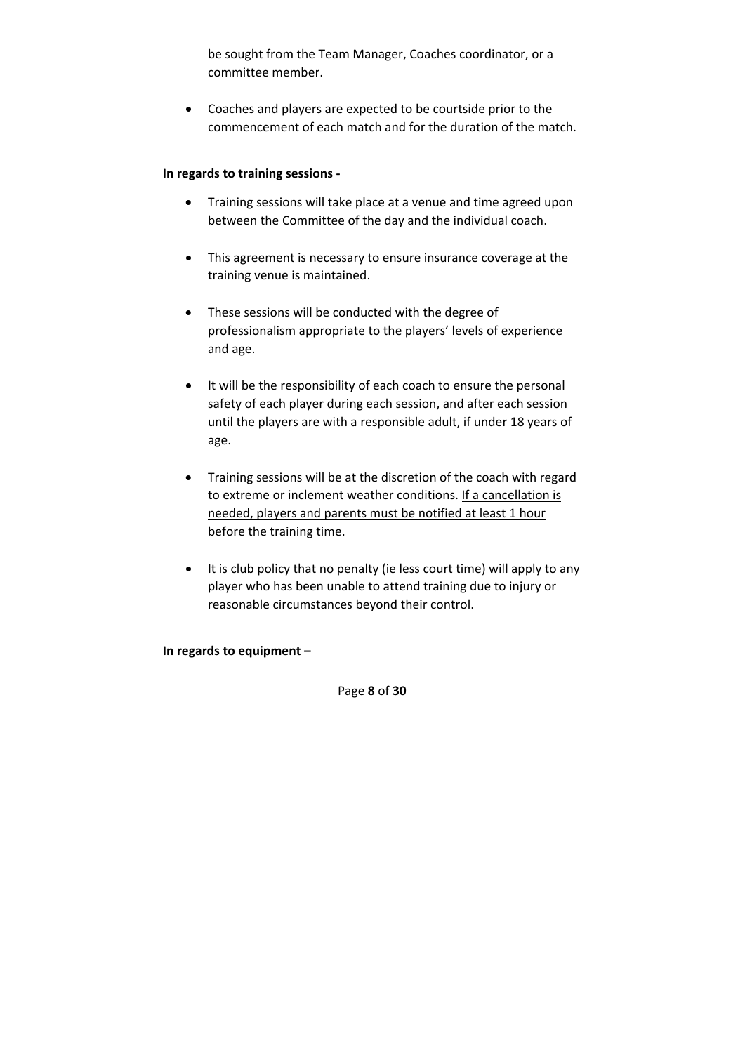be sought from the Team Manager, Coaches coordinator, or a committee member.

- Coaches and players are expected to be courtside prior to the commencement of each match and for the duration of the match.

**In regards to training sessions -**

- Training sessions will take place at a venue and time agreed upon between the Committee of the day and the individual coach.
- This agreement is necessary to ensure insurance coverage at the training venue is maintained.
- These sessions will be conducted with the degree of professionalism appropriate to the players' levels of experience and age.
- It will be the responsibility of each coach to ensure the personal safety of each player during each session, and after each session until the players are with a responsible adult, if under 18 years of age.
- Training sessions will be at the discretion of the coach with regard to extreme or inclement weather conditions. <u>If a cancellation is needed, players and parents must be notified at least 1 hour before the training time.</u>
- It is club policy that no penalty (ie less court time) will apply to any player who has been unable to attend training due to injury or reasonable circumstances beyond their control.

**In regards to equipment –**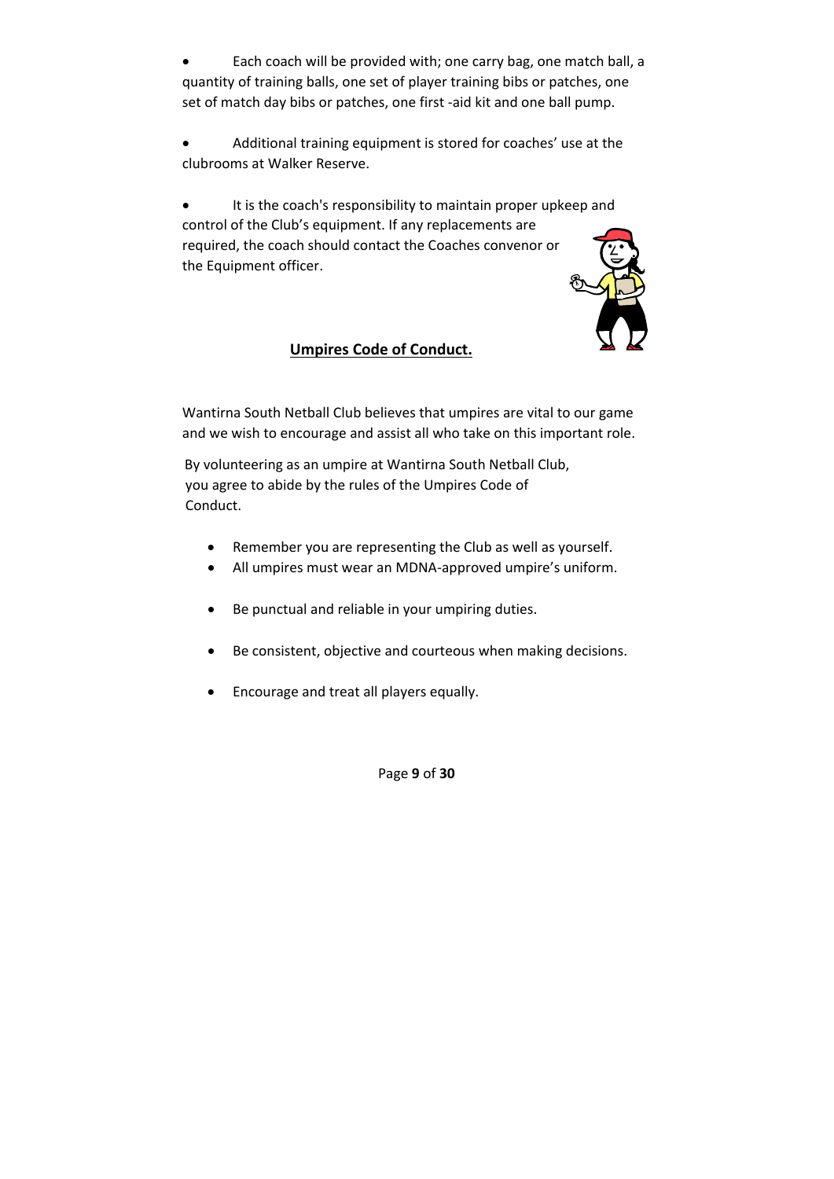- Each coach will be provided with; one carry bag, one match ball, a quantity of training balls, one set of player training bibs or patches, one set of match day bibs or patches, one first -aid kit and one ball pump.

- Additional training equipment is stored for coaches' use at the clubrooms at Walker Reserve.

- It is the coach's responsibility to maintain proper upkeep and control of the Club's equipment. If any replacements are required, the coach should contact the Coaches convenor or the Equipment officer.

## Umpires Code of Conduct.

Wantirna South Netball Club believes that umpires are vital to our game and we wish to encourage and assist all who take on this important role.

By volunteering as an umpire at Wantirna South Netball Club, you agree to abide by the rules of the Umpires Code of Conduct.

- Remember you are representing the Club as well as yourself.
- All umpires must wear an MDNA-approved umpire's uniform.
- Be punctual and reliable in your umpiring duties.
- Be consistent, objective and courteous when making decisions.
- Encourage and treat all players equally.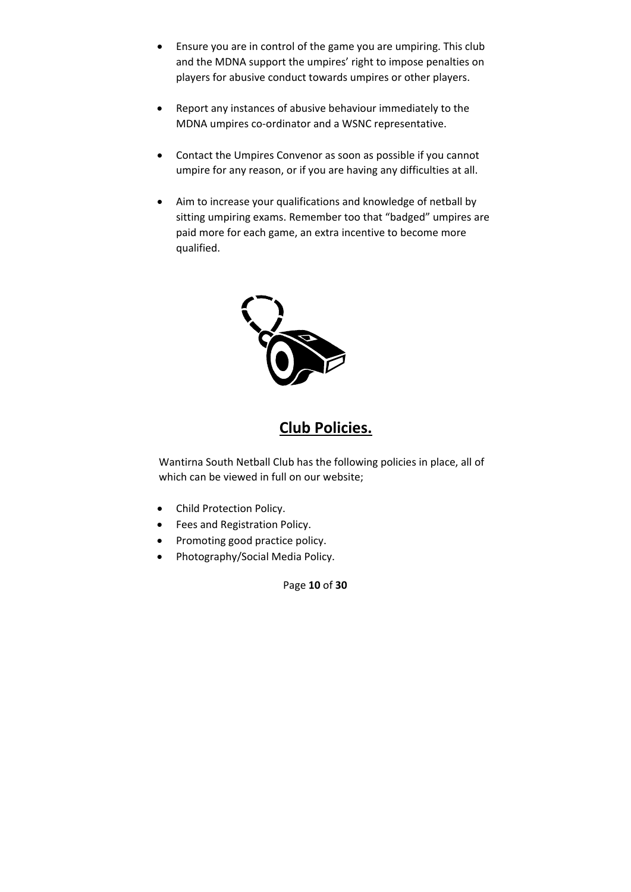- Ensure you are in control of the game you are umpiring. This club and the MDNA support the umpires' right to impose penalties on players for abusive conduct towards umpires or other players.

- Report any instances of abusive behaviour immediately to the MDNA umpires co-ordinator and a WSNC representative.

- Contact the Umpires Convenor as soon as possible if you cannot umpire for any reason, or if you are having any difficulties at all.

- Aim to increase your qualifications and knowledge of netball by sitting umpiring exams. Remember too that "badged" umpires are paid more for each game, an extra incentive to become more qualified.

## **Club Policies.**

Wantirna South Netball Club has the following policies in place, all of which can be viewed in full on our website;

- Child Protection Policy.
- Fees and Registration Policy.
- Promoting good practice policy.
- Photography/Social Media Policy.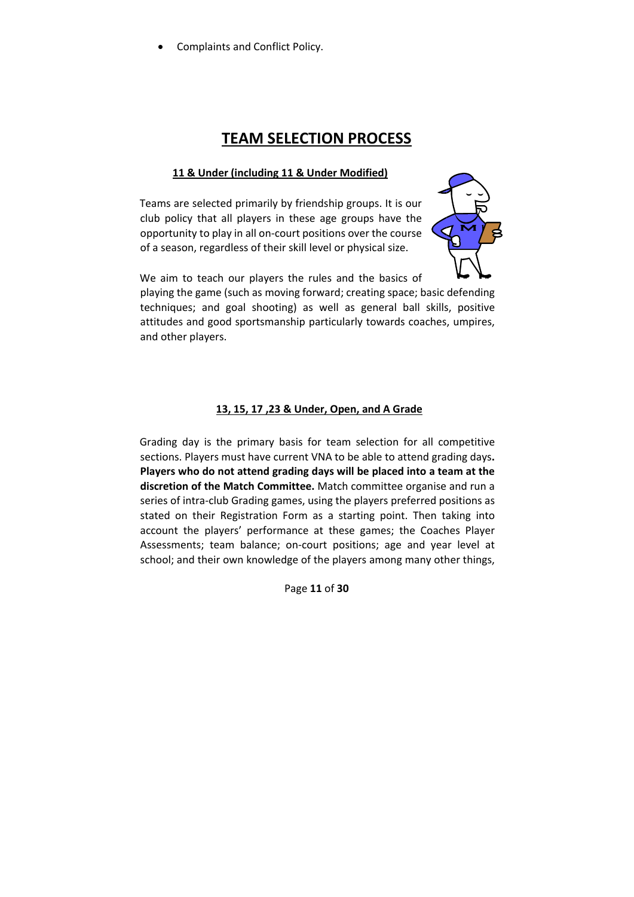- Complaints and Conflict Policy.

# TEAM SELECTION PROCESS

## 11 & Under (including 11 & Under Modified)

Teams are selected primarily by friendship groups. It is our club policy that all players in these age groups have the opportunity to play in all on-court positions over the course of a season, regardless of their skill level or physical size.

We aim to teach our players the rules and the basics of playing the game (such as moving forward; creating space; basic defending techniques; and goal shooting) as well as general ball skills, positive attitudes and good sportsmanship particularly towards coaches, umpires, and other players.

## 13, 15, 17 ,23 & Under, Open, and A Grade

Grading day is the primary basis for team selection for all competitive sections. Players must have current VNA to be able to attend grading days**.** **Players who do not attend grading days will be placed into a team at the discretion of the Match Committee.** Match committee organise and run a series of intra-club Grading games, using the players preferred positions as stated on their Registration Form as a starting point. Then taking into account the players' performance at these games; the Coaches Player Assessments; team balance; on-court positions; age and year level at school; and their own knowledge of the players among many other things,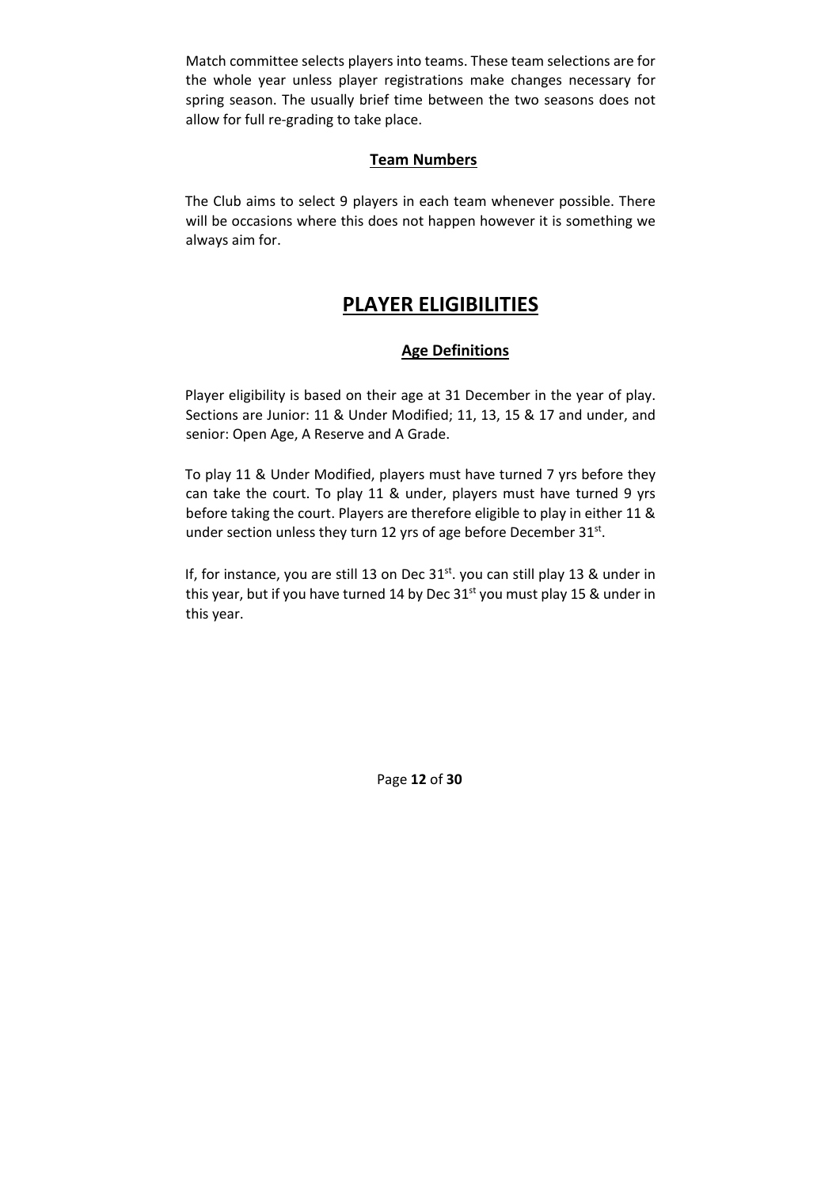Match committee selects players into teams. These team selections are for the whole year unless player registrations make changes necessary for spring season. The usually brief time between the two seasons does not allow for full re-grading to take place.

### Team Numbers

The Club aims to select 9 players in each team whenever possible. There will be occasions where this does not happen however it is something we always aim for.

## PLAYER ELIGIBILITIES

### Age Definitions

Player eligibility is based on their age at 31 December in the year of play. Sections are Junior: 11 & Under Modified; 11, 13, 15 & 17 and under, and senior: Open Age, A Reserve and A Grade.

To play 11 & Under Modified, players must have turned 7 yrs before they can take the court. To play 11 & under, players must have turned 9 yrs before taking the court. Players are therefore eligible to play in either 11 & under section unless they turn 12 yrs of age before December 31st.

If, for instance, you are still 13 on Dec 31st. you can still play 13 & under in this year, but if you have turned 14 by Dec 31st you must play 15 & under in this year.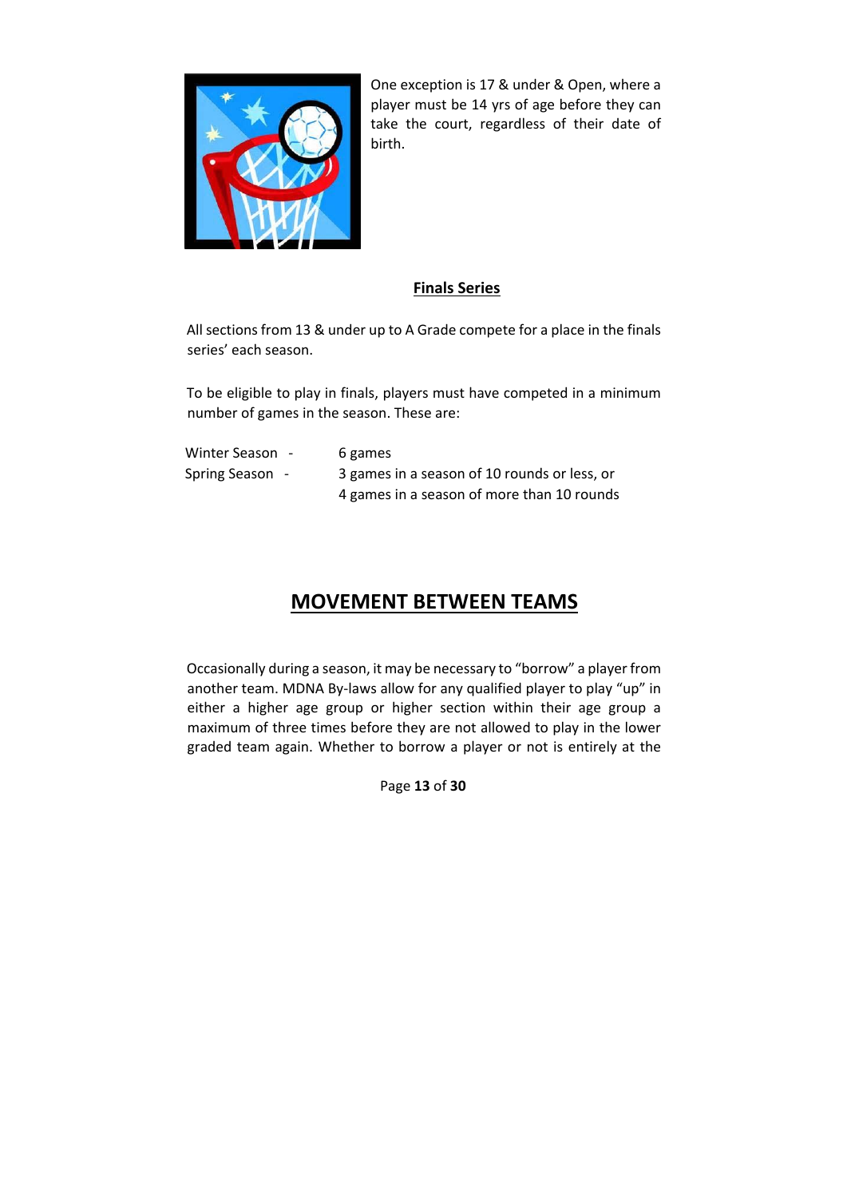One exception is 17 & under & Open, where a player must be 14 yrs of age before they can take the court, regardless of their date of birth.

### Finals Series

All sections from 13 & under up to A Grade compete for a place in the finals series' each season.

To be eligible to play in finals, players must have competed in a minimum number of games in the season. These are:

| | |
|---|---|
| Winter Season - | 6 games |
| Spring Season - | 3 games in a season of 10 rounds or less, or |
| | 4 games in a season of more than 10 rounds |

## MOVEMENT BETWEEN TEAMS

Occasionally during a season, it may be necessary to "borrow" a player from another team. MDNA By-laws allow for any qualified player to play "up" in either a higher age group or higher section within their age group a maximum of three times before they are not allowed to play in the lower graded team again. Whether to borrow a player or not is entirely at the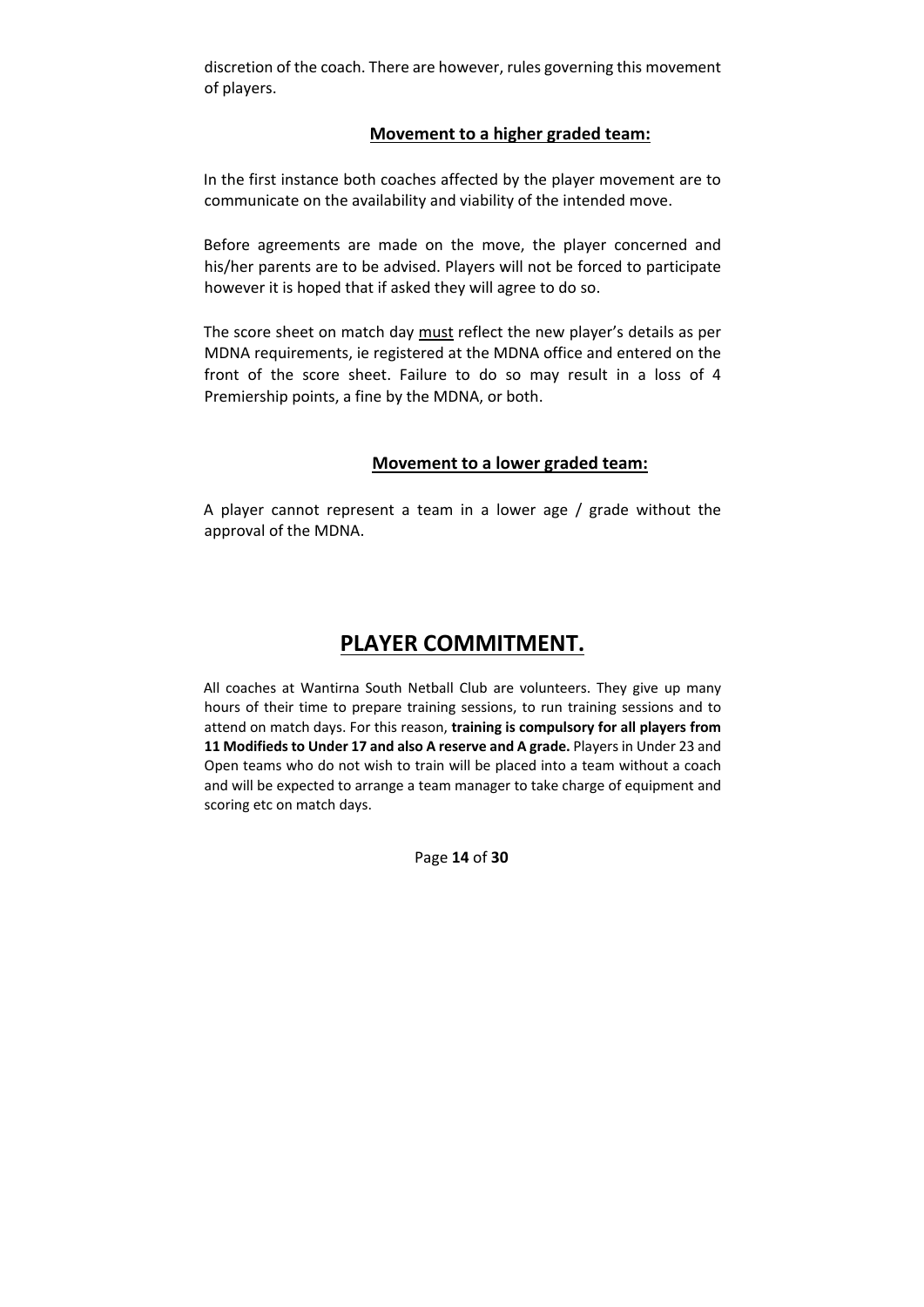discretion of the coach. There are however, rules governing this movement of players.

### Movement to a higher graded team:

In the first instance both coaches affected by the player movement are to communicate on the availability and viability of the intended move.

Before agreements are made on the move, the player concerned and his/her parents are to be advised. Players will not be forced to participate however it is hoped that if asked they will agree to do so.

The score sheet on match day <u>must</u> reflect the new player's details as per MDNA requirements, ie registered at the MDNA office and entered on the front of the score sheet. Failure to do so may result in a loss of 4 Premiership points, a fine by the MDNA, or both.

### Movement to a lower graded team:

A player cannot represent a team in a lower age / grade without the approval of the MDNA.

## PLAYER COMMITMENT.

All coaches at Wantirna South Netball Club are volunteers. They give up many hours of their time to prepare training sessions, to run training sessions and to attend on match days. For this reason, **training is compulsory for all players from 11 Modifieds to Under 17 and also A reserve and A grade.** Players in Under 23 and Open teams who do not wish to train will be placed into a team without a coach and will be expected to arrange a team manager to take charge of equipment and scoring etc on match days.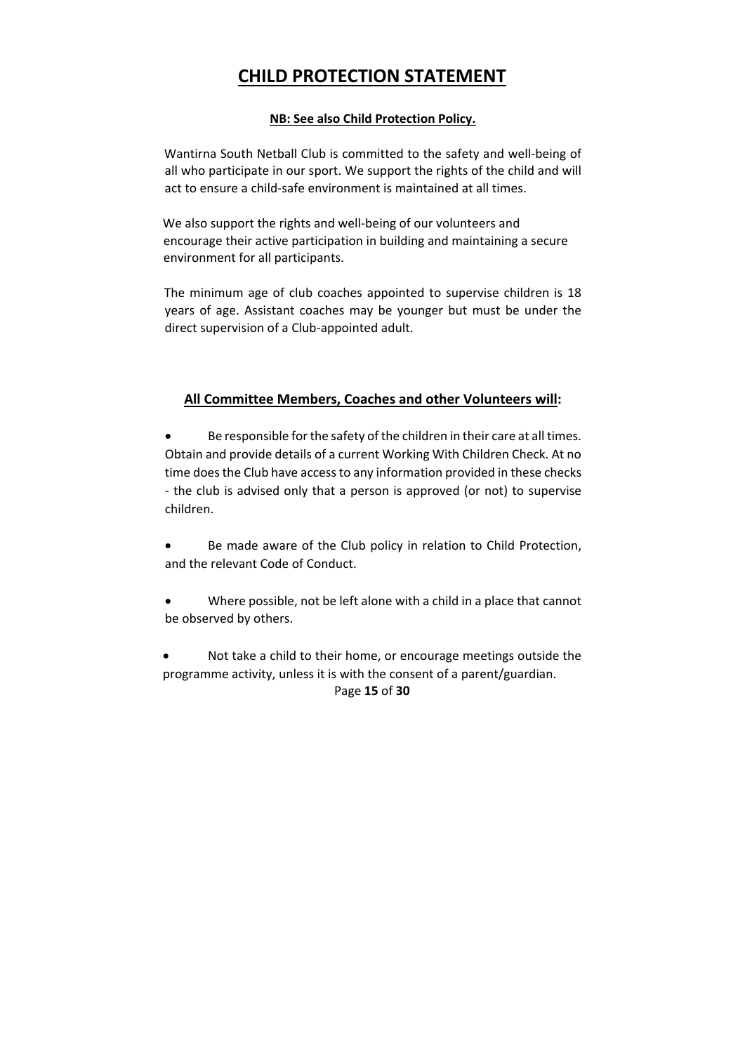# CHILD PROTECTION STATEMENT

**NB: See also Child Protection Policy.**

Wantirna South Netball Club is committed to the safety and well-being of all who participate in our sport. We support the rights of the child and will act to ensure a child-safe environment is maintained at all times.

We also support the rights and well-being of our volunteers and encourage their active participation in building and maintaining a secure environment for all participants.

The minimum age of club coaches appointed to supervise children is 18 years of age. Assistant coaches may be younger but must be under the direct supervision of a Club-appointed adult.

## All Committee Members, Coaches and other Volunteers will:

- Be responsible for the safety of the children in their care at all times. Obtain and provide details of a current Working With Children Check. At no time does the Club have access to any information provided in these checks - the club is advised only that a person is approved (or not) to supervise children.
- Be made aware of the Club policy in relation to Child Protection, and the relevant Code of Conduct.
- Where possible, not be left alone with a child in a place that cannot be observed by others.
- Not take a child to their home, or encourage meetings outside the programme activity, unless it is with the consent of a parent/guardian.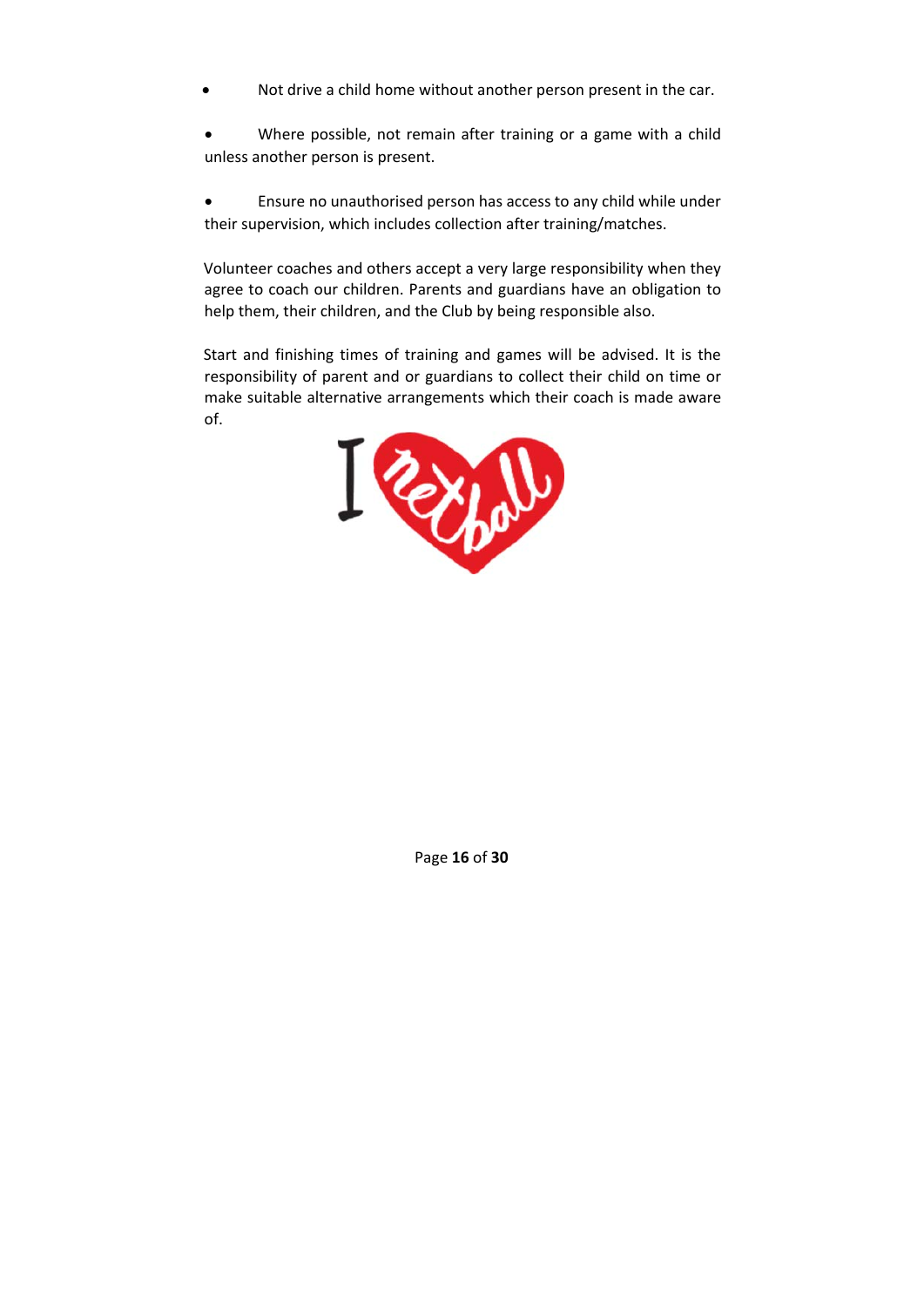- Not drive a child home without another person present in the car.
- Where possible, not remain after training or a game with a child unless another person is present.
- Ensure no unauthorised person has access to any child while under their supervision, which includes collection after training/matches.

Volunteer coaches and others accept a very large responsibility when they agree to coach our children. Parents and guardians have an obligation to help them, their children, and the Club by being responsible also.

Start and finishing times of training and games will be advised. It is the responsibility of parent and or guardians to collect their child on time or make suitable alternative arrangements which their coach is made aware of.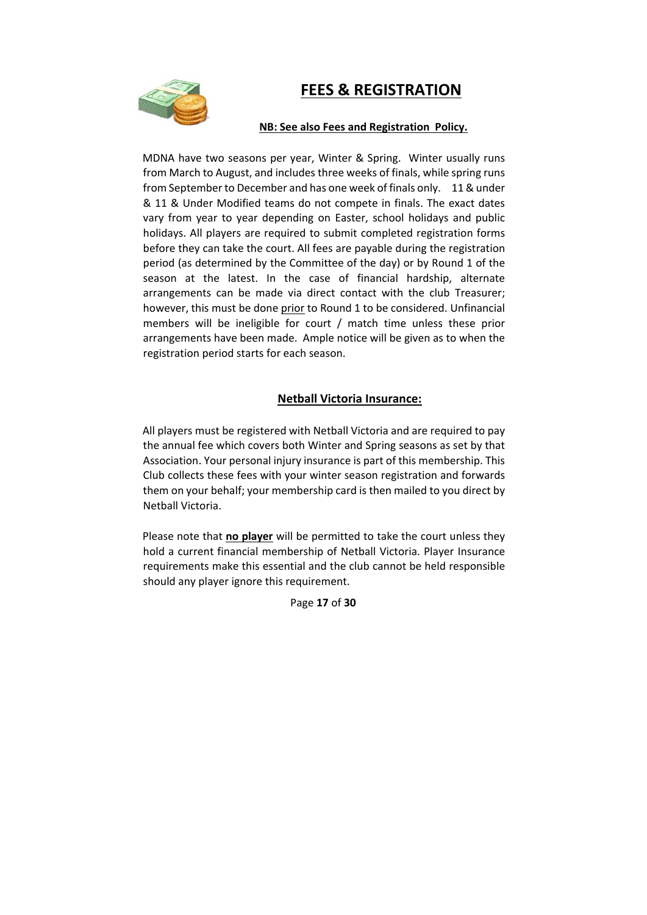# FEES & REGISTRATION

**NB: See also Fees and Registration Policy.**

MDNA have two seasons per year, Winter & Spring. Winter usually runs from March to August, and includes three weeks of finals, while spring runs from September to December and has one week of finals only. 11 & under & 11 & Under Modified teams do not compete in finals. The exact dates vary from year to year depending on Easter, school holidays and public holidays. All players are required to submit completed registration forms before they can take the court. All fees are payable during the registration period (as determined by the Committee of the day) or by Round 1 of the season at the latest. In the case of financial hardship, alternate arrangements can be made via direct contact with the club Treasurer; however, this must be done prior to Round 1 to be considered. Unfinancial members will be ineligible for court / match time unless these prior arrangements have been made. Ample notice will be given as to when the registration period starts for each season.

## Netball Victoria Insurance:

All players must be registered with Netball Victoria and are required to pay the annual fee which covers both Winter and Spring seasons as set by that Association. Your personal injury insurance is part of this membership. This Club collects these fees with your winter season registration and forwards them on your behalf; your membership card is then mailed to you direct by Netball Victoria.

Please note that **no player** will be permitted to take the court unless they hold a current financial membership of Netball Victoria. Player Insurance requirements make this essential and the club cannot be held responsible should any player ignore this requirement.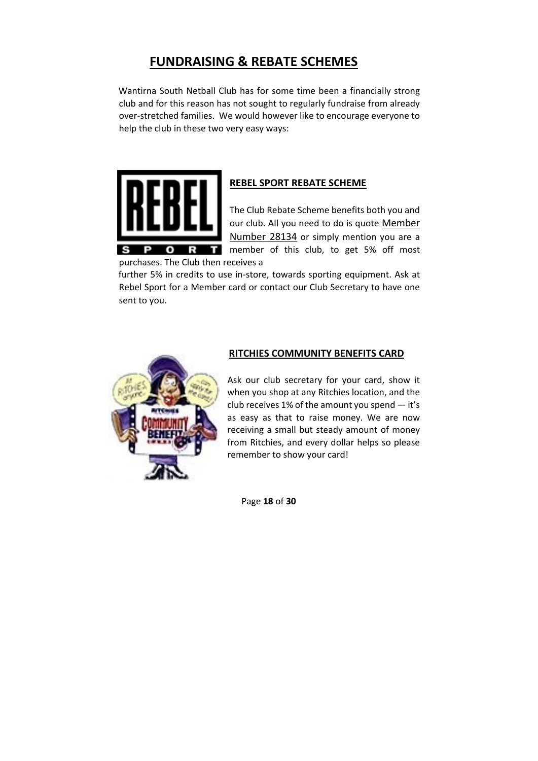# FUNDRAISING & REBATE SCHEMES

Wantirna South Netball Club has for some time been a financially strong club and for this reason has not sought to regularly fundraise from already over-stretched families. We would however like to encourage everyone to help the club in these two very easy ways:

## REBEL SPORT REBATE SCHEME

The Club Rebate Scheme benefits both you and our club. All you need to do is quote Member Number 28134 or simply mention you are a member of this club, to get 5% off most purchases. The Club then receives a further 5% in credits to use in-store, towards sporting equipment. Ask at Rebel Sport for a Member card or contact our Club Secretary to have one sent to you.

## RITCHIES COMMUNITY BENEFITS CARD

Ask our club secretary for your card, show it when you shop at any Ritchies location, and the club receives 1% of the amount you spend — it's as easy as that to raise money. We are now receiving a small but steady amount of money from Ritchies, and every dollar helps so please remember to show your card!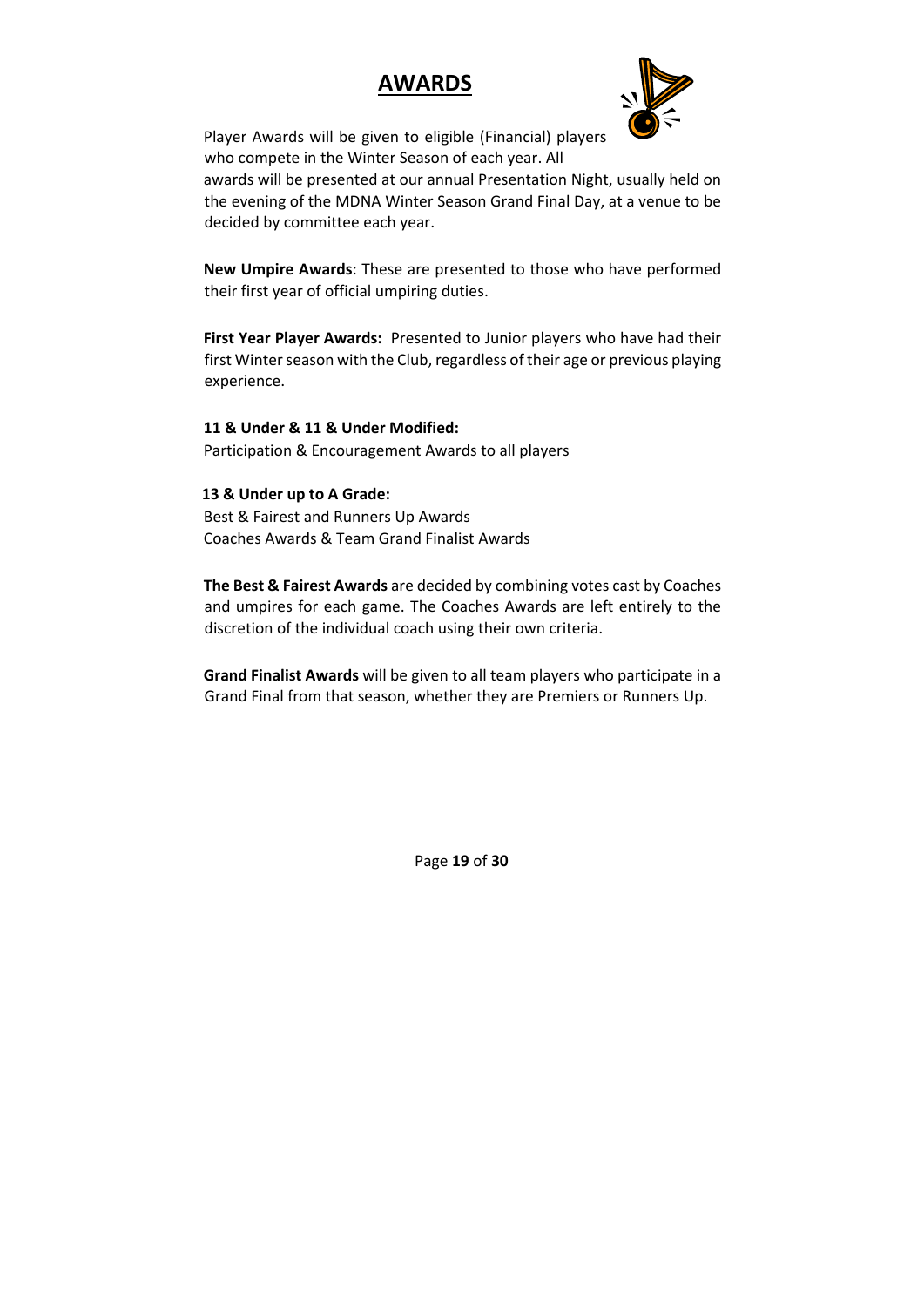# AWARDS

Player Awards will be given to eligible (Financial) players who compete in the Winter Season of each year. All awards will be presented at our annual Presentation Night, usually held on the evening of the MDNA Winter Season Grand Final Day, at a venue to be decided by committee each year.

**New Umpire Awards**: These are presented to those who have performed their first year of official umpiring duties.

**First Year Player Awards:** Presented to Junior players who have had their first Winter season with the Club, regardless of their age or previous playing experience.

**11 & Under & 11 & Under Modified:**
Participation & Encouragement Awards to all players

**13 & Under up to A Grade:**
Best & Fairest and Runners Up Awards
Coaches Awards & Team Grand Finalist Awards

**The Best & Fairest Awards** are decided by combining votes cast by Coaches and umpires for each game. The Coaches Awards are left entirely to the discretion of the individual coach using their own criteria.

**Grand Finalist Awards** will be given to all team players who participate in a Grand Final from that season, whether they are Premiers or Runners Up.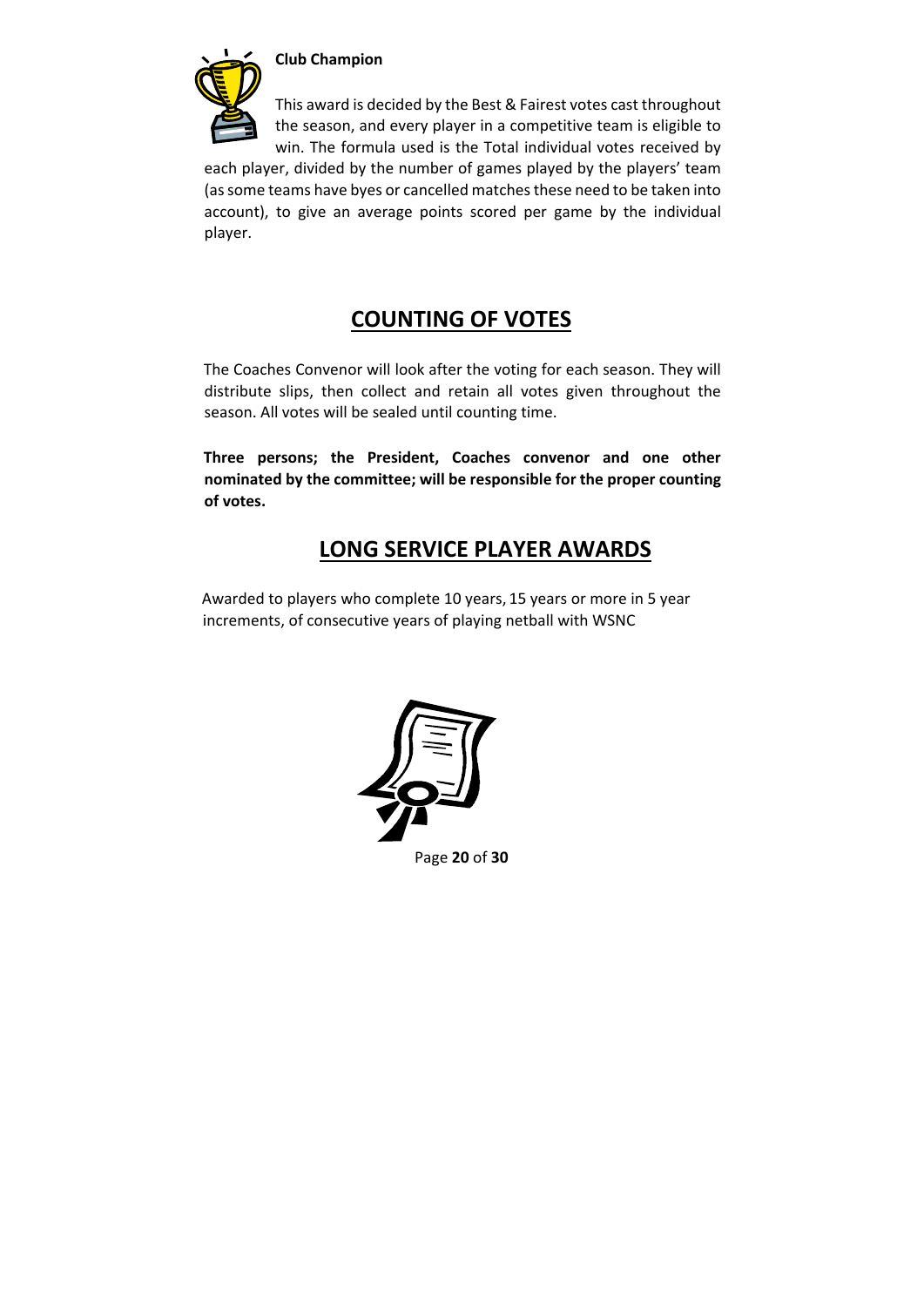**Club Champion**

This award is decided by the Best & Fairest votes cast throughout the season, and every player in a competitive team is eligible to win. The formula used is the Total individual votes received by each player, divided by the number of games played by the players' team (as some teams have byes or cancelled matches these need to be taken into account), to give an average points scored per game by the individual player.

## COUNTING OF VOTES

The Coaches Convenor will look after the voting for each season. They will distribute slips, then collect and retain all votes given throughout the season. All votes will be sealed until counting time.

**Three persons; the President, Coaches convenor and one other nominated by the committee; will be responsible for the proper counting of votes.**

## LONG SERVICE PLAYER AWARDS

Awarded to players who complete 10 years, 15 years or more in 5 year increments, of consecutive years of playing netball with WSNC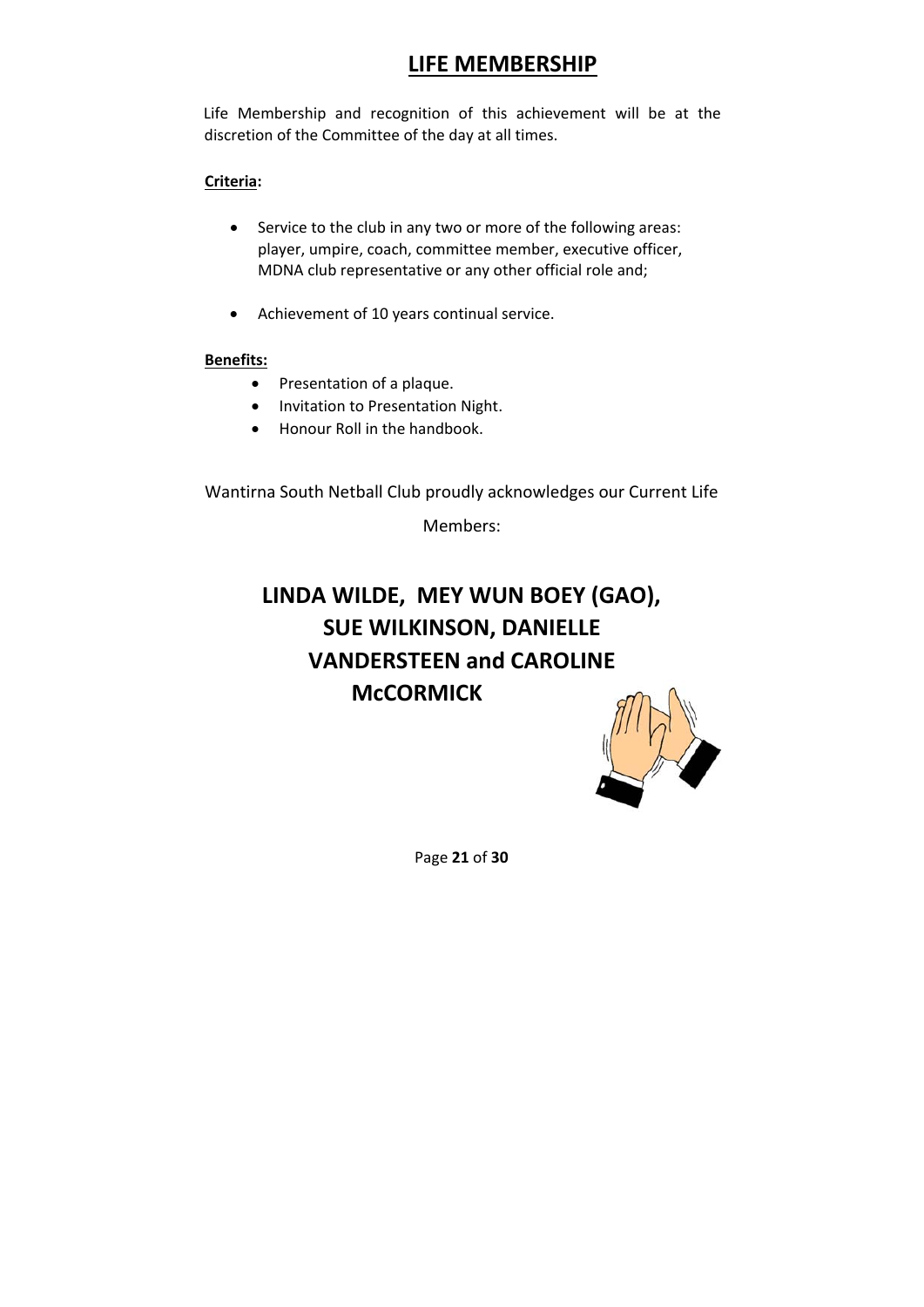# LIFE MEMBERSHIP

Life Membership and recognition of this achievement will be at the discretion of the Committee of the day at all times.

**Criteria:**

- Service to the club in any two or more of the following areas: player, umpire, coach, committee member, executive officer, MDNA club representative or any other official role and;
- Achievement of 10 years continual service.

**Benefits:**

- Presentation of a plaque.
- Invitation to Presentation Night.
- Honour Roll in the handbook.

Wantirna South Netball Club proudly acknowledges our Current Life Members:

**LINDA WILDE, MEY WUN BOEY (GAO), SUE WILKINSON, DANIELLE VANDERSTEEN and CAROLINE McCORMICK**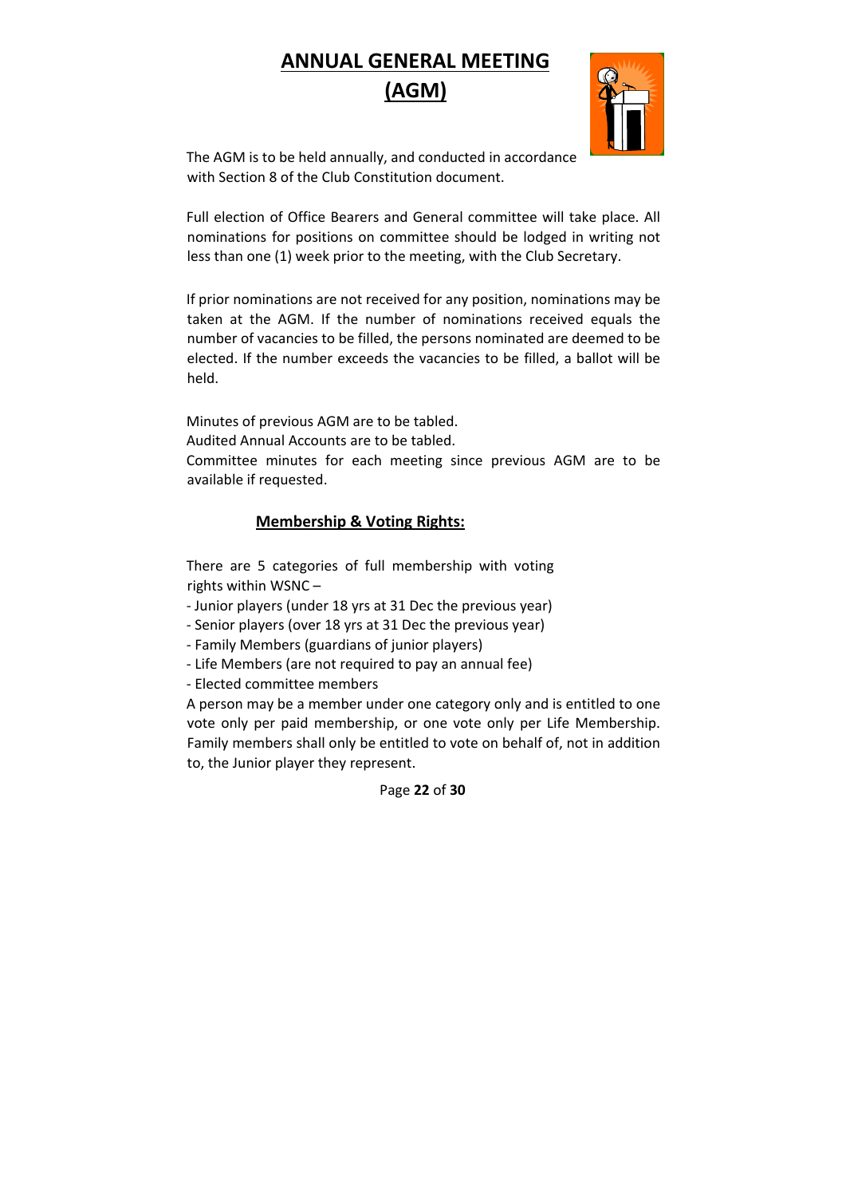# ANNUAL GENERAL MEETING (AGM)

The AGM is to be held annually, and conducted in accordance with Section 8 of the Club Constitution document.

Full election of Office Bearers and General committee will take place. All nominations for positions on committee should be lodged in writing not less than one (1) week prior to the meeting, with the Club Secretary.

If prior nominations are not received for any position, nominations may be taken at the AGM. If the number of nominations received equals the number of vacancies to be filled, the persons nominated are deemed to be elected. If the number exceeds the vacancies to be filled, a ballot will be held.

Minutes of previous AGM are to be tabled.
Audited Annual Accounts are to be tabled.
Committee minutes for each meeting since previous AGM are to be available if requested.

## Membership & Voting Rights:

There are 5 categories of full membership with voting rights within WSNC –

- Junior players (under 18 yrs at 31 Dec the previous year)
- Senior players (over 18 yrs at 31 Dec the previous year)
- Family Members (guardians of junior players)
- Life Members (are not required to pay an annual fee)
- Elected committee members

A person may be a member under one category only and is entitled to one vote only per paid membership, or one vote only per Life Membership. Family members shall only be entitled to vote on behalf of, not in addition to, the Junior player they represent.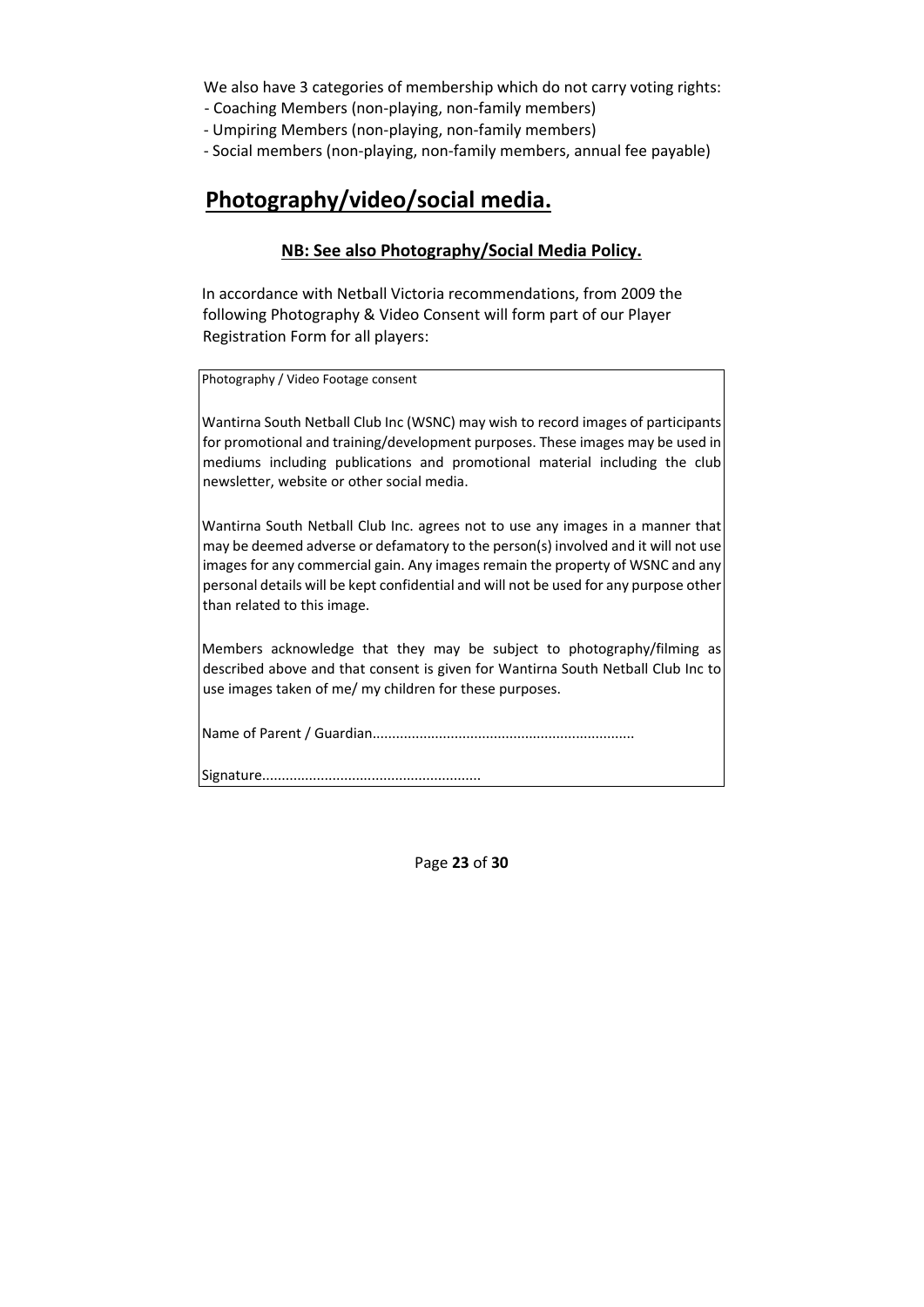We also have 3 categories of membership which do not carry voting rights:

- Coaching Members (non-playing, non-family members)
- Umpiring Members (non-playing, non-family members)
- Social members (non-playing, non-family members, annual fee payable)

## Photography/video/social media.

**NB: See also Photography/Social Media Policy.**

In accordance with Netball Victoria recommendations, from 2009 the following Photography & Video Consent will form part of our Player Registration Form for all players:

> Photography / Video Footage consent
>
> Wantirna South Netball Club Inc (WSNC) may wish to record images of participants for promotional and training/development purposes. These images may be used in mediums including publications and promotional material including the club newsletter, website or other social media.
>
> Wantirna South Netball Club Inc. agrees not to use any images in a manner that may be deemed adverse or defamatory to the person(s) involved and it will not use images for any commercial gain. Any images remain the property of WSNC and any personal details will be kept confidential and will not be used for any purpose other than related to this image.
>
> Members acknowledge that they may be subject to photography/filming as described above and that consent is given for Wantirna South Netball Club Inc to use images taken of me/ my children for these purposes.
>
> Name of Parent / Guardian..................................................................
>
> Signature........................................................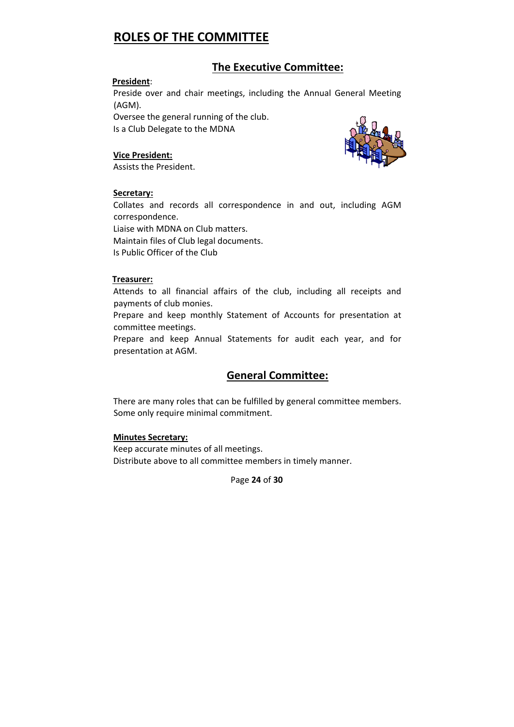# ROLES OF THE COMMITTEE

## The Executive Committee:

**President**:

Preside over and chair meetings, including the Annual General Meeting (AGM).

Oversee the general running of the club.

Is a Club Delegate to the MDNA

**Vice President:**

Assists the President.

**Secretary:**

Collates and records all correspondence in and out, including AGM correspondence.

Liaise with MDNA on Club matters.

Maintain files of Club legal documents.

Is Public Officer of the Club

**Treasurer:**

Attends to all financial affairs of the club, including all receipts and payments of club monies.

Prepare and keep monthly Statement of Accounts for presentation at committee meetings.

Prepare and keep Annual Statements for audit each year, and for presentation at AGM.

## General Committee:

There are many roles that can be fulfilled by general committee members. Some only require minimal commitment.

**Minutes Secretary:**

Keep accurate minutes of all meetings.

Distribute above to all committee members in timely manner.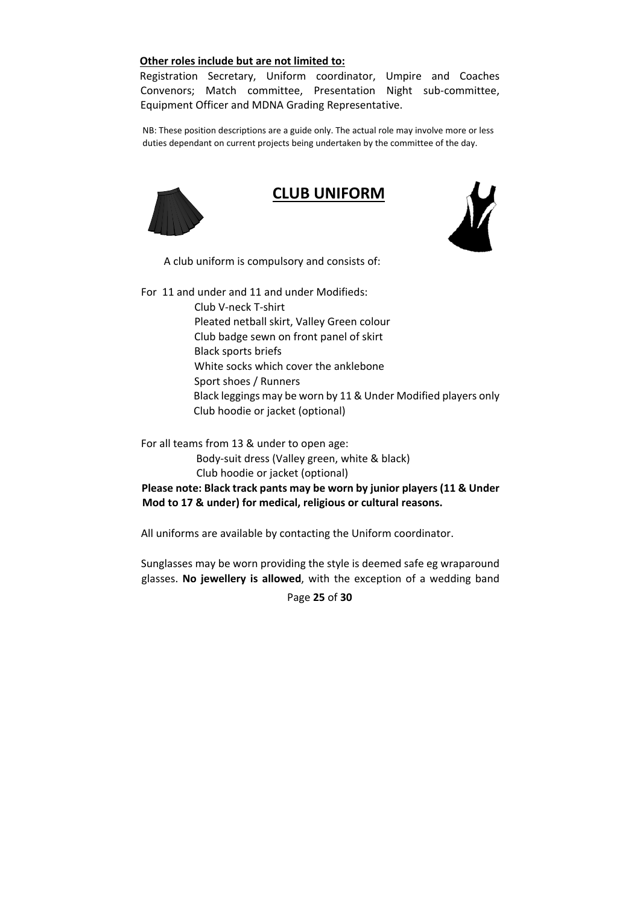**Other roles include but are not limited to:**

Registration Secretary, Uniform coordinator, Umpire and Coaches Convenors; Match committee, Presentation Night sub-committee, Equipment Officer and MDNA Grading Representative.

NB: These position descriptions are a guide only. The actual role may involve more or less duties dependant on current projects being undertaken by the committee of the day.

## CLUB UNIFORM

A club uniform is compulsory and consists of:

For 11 and under and 11 and under Modifieds:

- Club V-neck T-shirt
- Pleated netball skirt, Valley Green colour
- Club badge sewn on front panel of skirt
- Black sports briefs
- White socks which cover the anklebone
- Sport shoes / Runners
- Black leggings may be worn by 11 & Under Modified players only
- Club hoodie or jacket (optional)

For all teams from 13 & under to open age:

- Body-suit dress (Valley green, white & black)
- Club hoodie or jacket (optional)

**Please note: Black track pants may be worn by junior players (11 & Under Mod to 17 & under) for medical, religious or cultural reasons.**

All uniforms are available by contacting the Uniform coordinator.

Sunglasses may be worn providing the style is deemed safe eg wraparound glasses. **No jewellery is allowed**, with the exception of a wedding band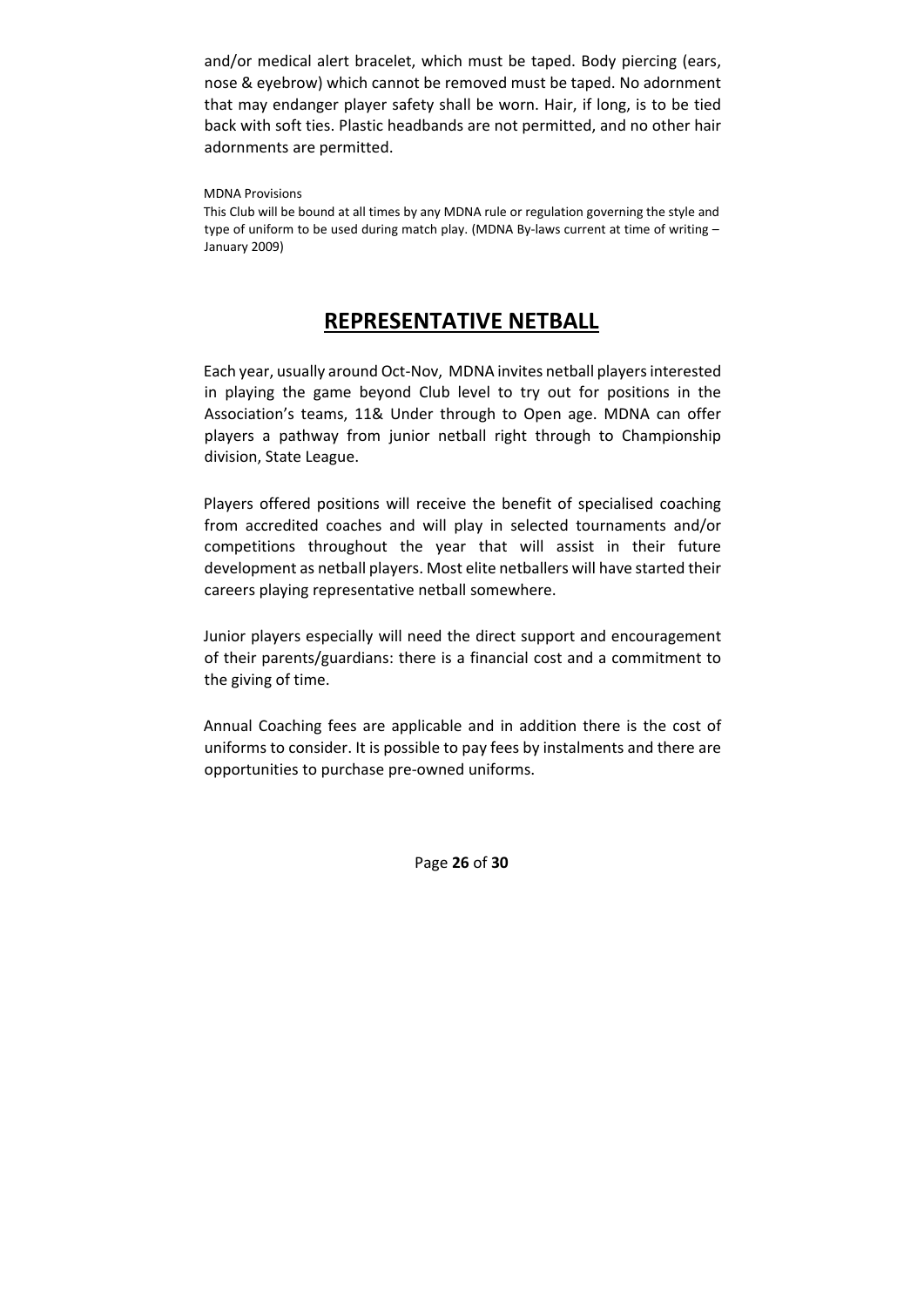and/or medical alert bracelet, which must be taped. Body piercing (ears, nose & eyebrow) which cannot be removed must be taped. No adornment that may endanger player safety shall be worn. Hair, if long, is to be tied back with soft ties. Plastic headbands are not permitted, and no other hair adornments are permitted.

MDNA Provisions

This Club will be bound at all times by any MDNA rule or regulation governing the style and type of uniform to be used during match play. (MDNA By-laws current at time of writing – January 2009)

# REPRESENTATIVE NETBALL

Each year, usually around Oct-Nov, MDNA invites netball players interested in playing the game beyond Club level to try out for positions in the Association's teams, 11& Under through to Open age. MDNA can offer players a pathway from junior netball right through to Championship division, State League.

Players offered positions will receive the benefit of specialised coaching from accredited coaches and will play in selected tournaments and/or competitions throughout the year that will assist in their future development as netball players. Most elite netballers will have started their careers playing representative netball somewhere.

Junior players especially will need the direct support and encouragement of their parents/guardians: there is a financial cost and a commitment to the giving of time.

Annual Coaching fees are applicable and in addition there is the cost of uniforms to consider. It is possible to pay fees by instalments and there are opportunities to purchase pre-owned uniforms.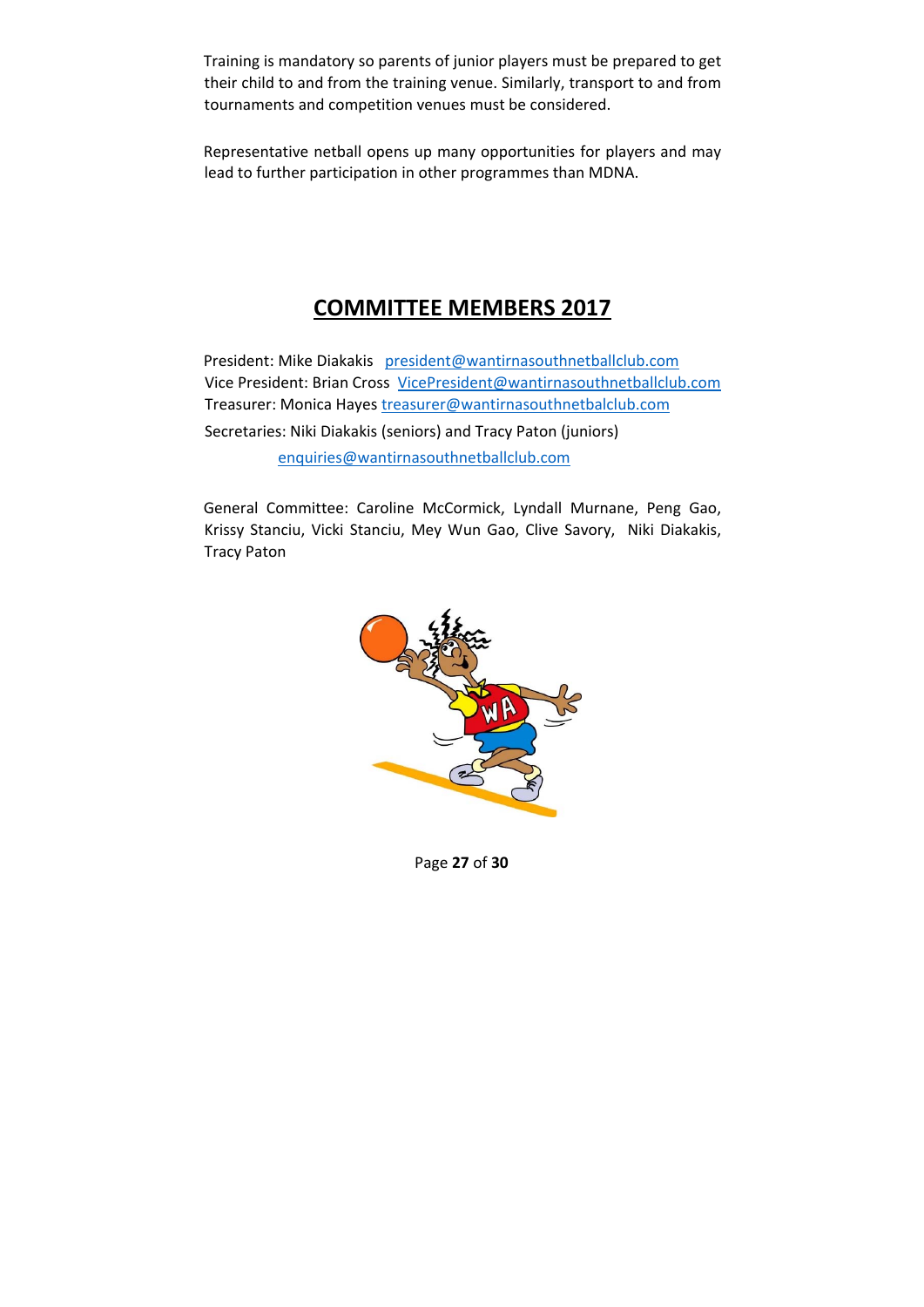Training is mandatory so parents of junior players must be prepared to get their child to and from the training venue. Similarly, transport to and from tournaments and competition venues must be considered.

Representative netball opens up many opportunities for players and may lead to further participation in other programmes than MDNA.

## COMMITTEE MEMBERS 2017

President: Mike Diakakis president@wantirnasouthnetballclub.com
Vice President: Brian Cross VicePresident@wantirnasouthnetballclub.com
Treasurer: Monica Hayes treasurer@wantirnasouthnetbalclub.com

Secretaries: Niki Diakakis (seniors) and Tracy Paton (juniors)

enquiries@wantirnasouthnetballclub.com

General Committee: Caroline McCormick, Lyndall Murnane, Peng Gao, Krissy Stanciu, Vicki Stanciu, Mey Wun Gao, Clive Savory, Niki Diakakis, Tracy Paton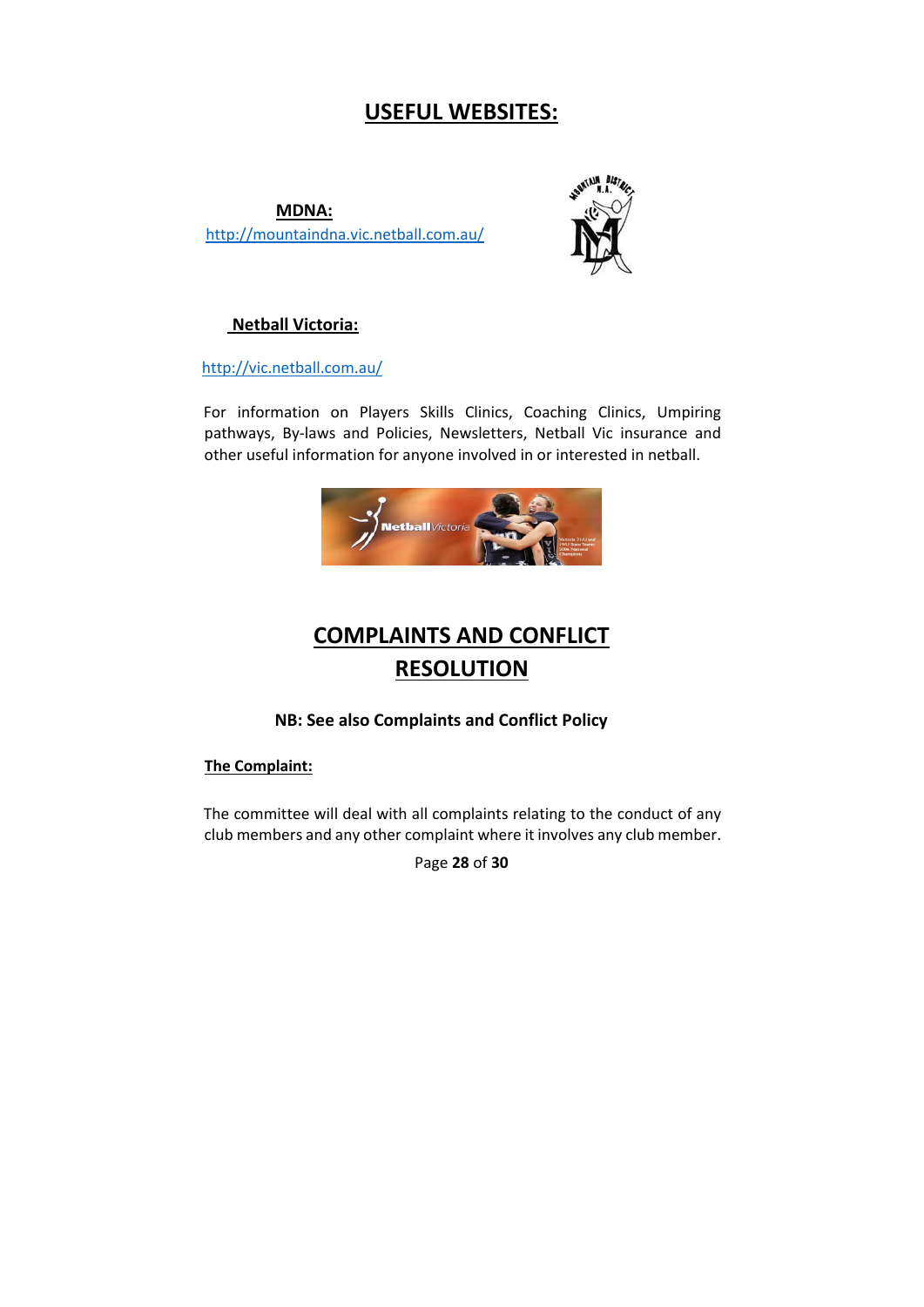# USEFUL WEBSITES:

**MDNA:**

http://mountaindna.vic.netball.com.au/

**Netball Victoria:**

http://vic.netball.com.au/

For information on Players Skills Clinics, Coaching Clinics, Umpiring pathways, By-laws and Policies, Newsletters, Netball Vic insurance and other useful information for anyone involved in or interested in netball.

# COMPLAINTS AND CONFLICT RESOLUTION

**NB: See also Complaints and Conflict Policy**

**The Complaint:**

The committee will deal with all complaints relating to the conduct of any club members and any other complaint where it involves any club member.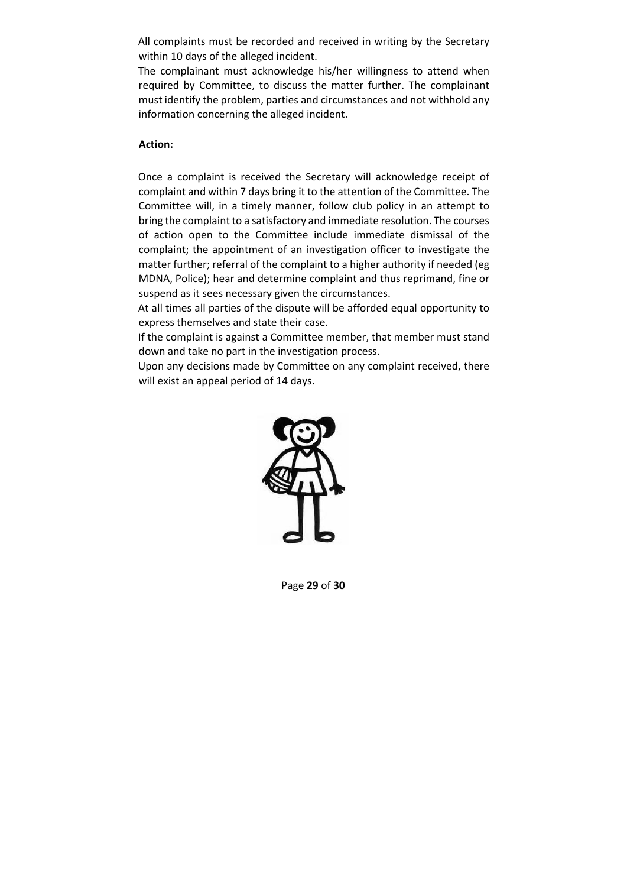All complaints must be recorded and received in writing by the Secretary within 10 days of the alleged incident.

The complainant must acknowledge his/her willingness to attend when required by Committee, to discuss the matter further. The complainant must identify the problem, parties and circumstances and not withhold any information concerning the alleged incident.

**Action:**

Once a complaint is received the Secretary will acknowledge receipt of complaint and within 7 days bring it to the attention of the Committee. The Committee will, in a timely manner, follow club policy in an attempt to bring the complaint to a satisfactory and immediate resolution. The courses of action open to the Committee include immediate dismissal of the complaint; the appointment of an investigation officer to investigate the matter further; referral of the complaint to a higher authority if needed (eg MDNA, Police); hear and determine complaint and thus reprimand, fine or suspend as it sees necessary given the circumstances.

At all times all parties of the dispute will be afforded equal opportunity to express themselves and state their case.

If the complaint is against a Committee member, that member must stand down and take no part in the investigation process.

Upon any decisions made by Committee on any complaint received, there will exist an appeal period of 14 days.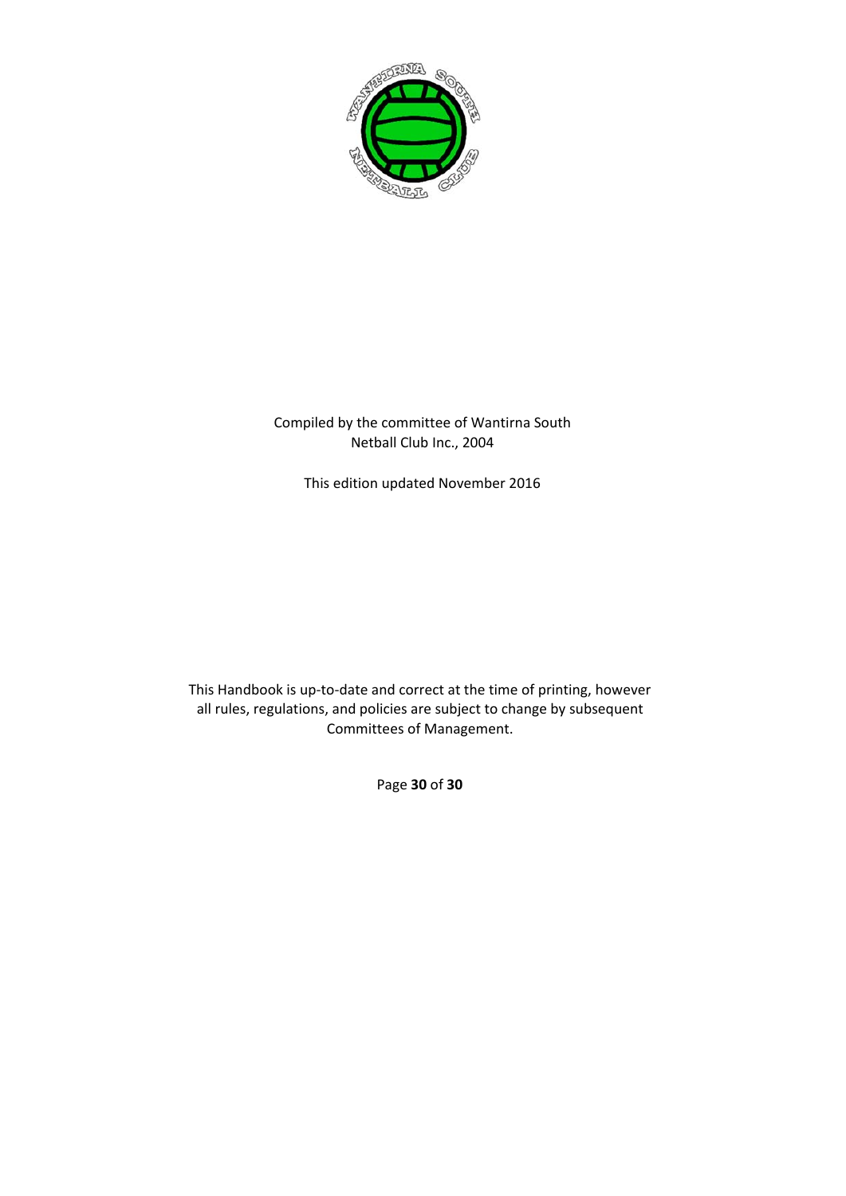Compiled by the committee of Wantirna South Netball Club Inc., 2004

This edition updated November 2016

This Handbook is up-to-date and correct at the time of printing, however all rules, regulations, and policies are subject to change by subsequent Committees of Management.